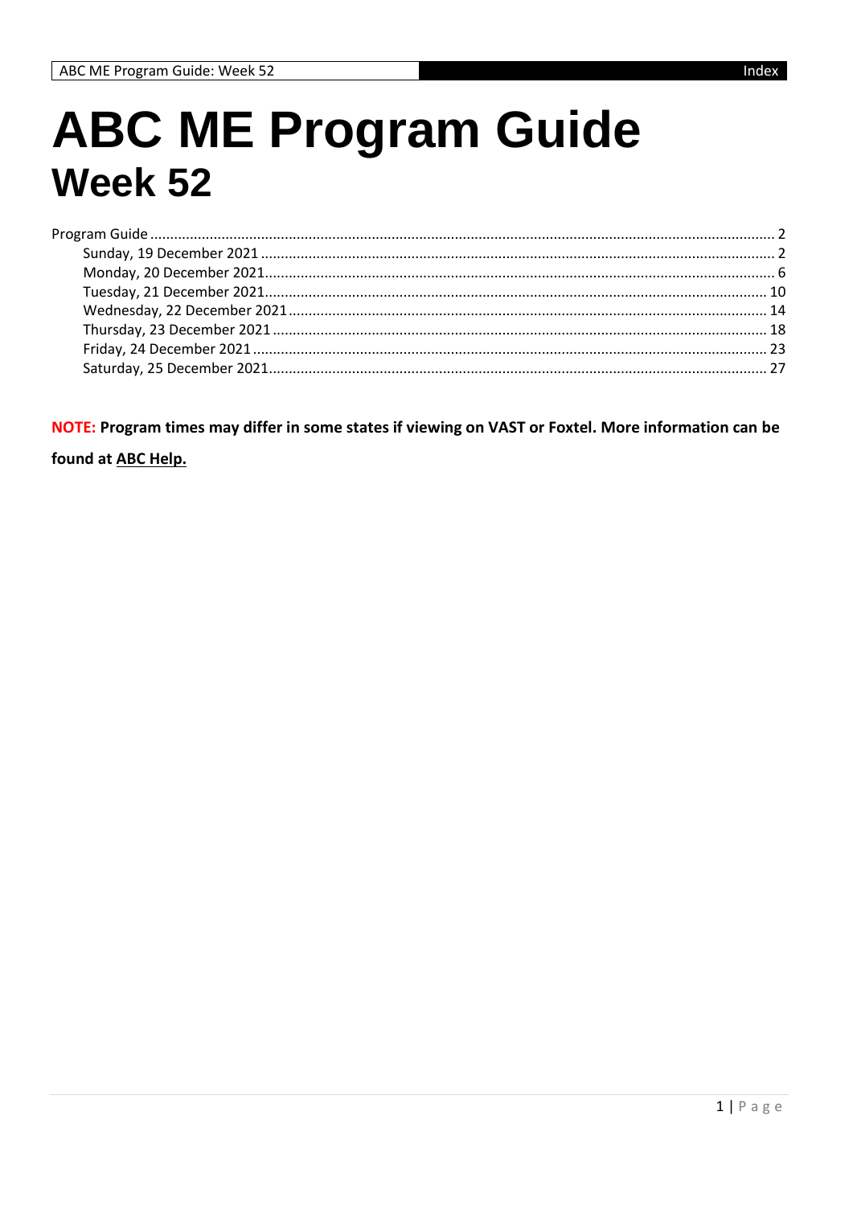# ABC ME Program Guide
## Week 52

- Program Guide ........ 2
  - Sunday, 19 December 2021 ........ 2
  - Monday, 20 December 2021 ........ 6
  - Tuesday, 21 December 2021 ........ 10
  - Wednesday, 22 December 2021 ........ 14
  - Thursday, 23 December 2021 ........ 18
  - Friday, 24 December 2021 ........ 23
  - Saturday, 25 December 2021 ........ 27

**NOTE: Program times may differ in some states if viewing on VAST or Foxtel. More information can be found at ABC Help.**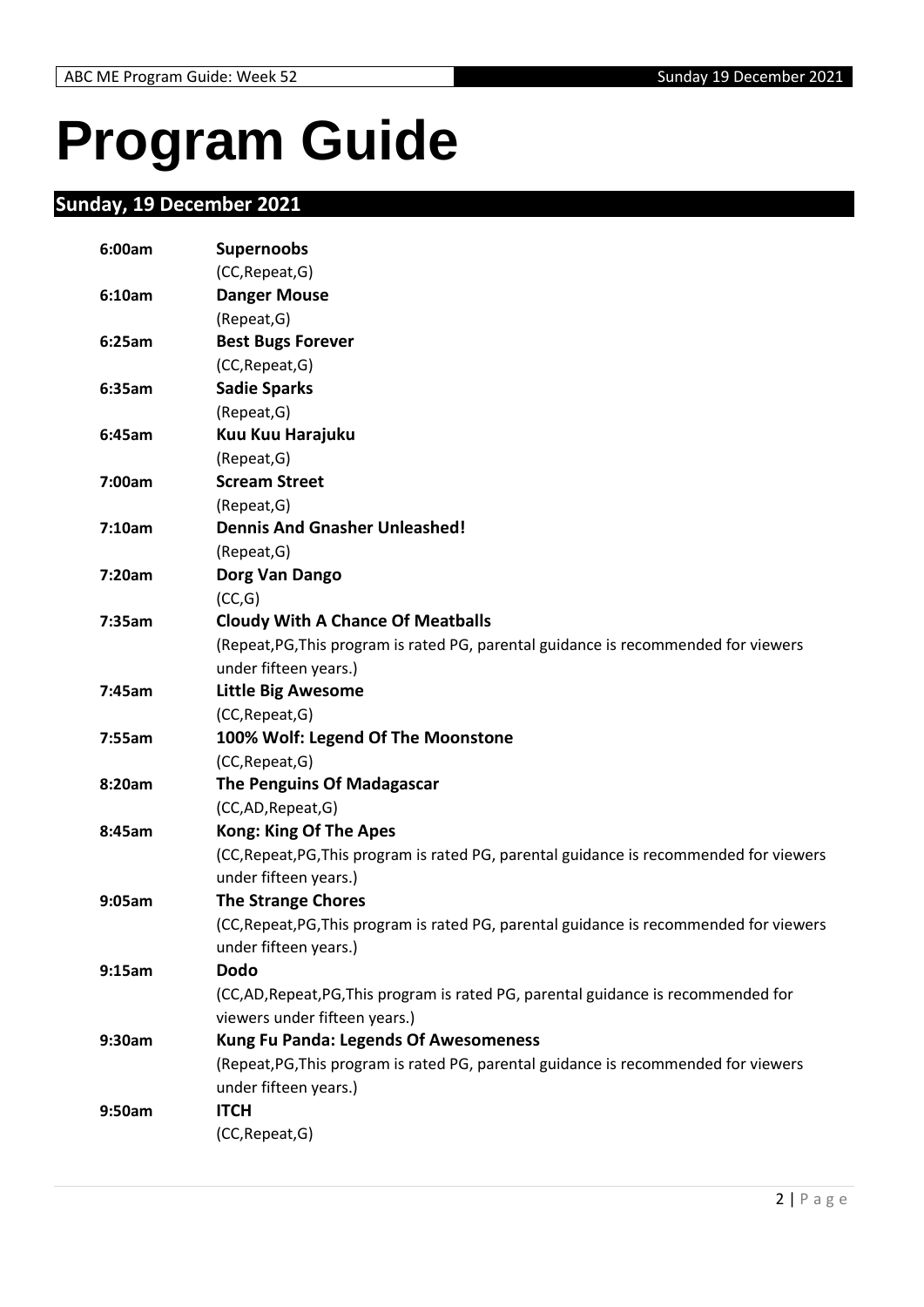# Program Guide

## Sunday, 19 December 2021

| | |
|---|---|
| **6:00am** | **Supernoobs** |
| | (CC,Repeat,G) |
| **6:10am** | **Danger Mouse** |
| | (Repeat,G) |
| **6:25am** | **Best Bugs Forever** |
| | (CC,Repeat,G) |
| **6:35am** | **Sadie Sparks** |
| | (Repeat,G) |
| **6:45am** | **Kuu Kuu Harajuku** |
| | (Repeat,G) |
| **7:00am** | **Scream Street** |
| | (Repeat,G) |
| **7:10am** | **Dennis And Gnasher Unleashed!** |
| | (Repeat,G) |
| **7:20am** | **Dorg Van Dango** |
| | (CC,G) |
| **7:35am** | **Cloudy With A Chance Of Meatballs** |
| | (Repeat,PG,This program is rated PG, parental guidance is recommended for viewers under fifteen years.) |
| **7:45am** | **Little Big Awesome** |
| | (CC,Repeat,G) |
| **7:55am** | **100% Wolf: Legend Of The Moonstone** |
| | (CC,Repeat,G) |
| **8:20am** | **The Penguins Of Madagascar** |
| | (CC,AD,Repeat,G) |
| **8:45am** | **Kong: King Of The Apes** |
| | (CC,Repeat,PG,This program is rated PG, parental guidance is recommended for viewers under fifteen years.) |
| **9:05am** | **The Strange Chores** |
| | (CC,Repeat,PG,This program is rated PG, parental guidance is recommended for viewers under fifteen years.) |
| **9:15am** | **Dodo** |
| | (CC,AD,Repeat,PG,This program is rated PG, parental guidance is recommended for viewers under fifteen years.) |
| **9:30am** | **Kung Fu Panda: Legends Of Awesomeness** |
| | (Repeat,PG,This program is rated PG, parental guidance is recommended for viewers under fifteen years.) |
| **9:50am** | **ITCH** |
| | (CC,Repeat,G) |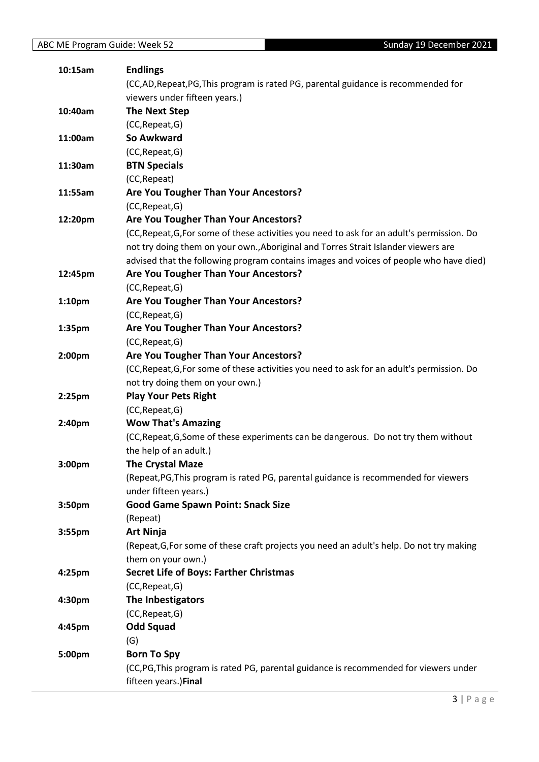| | |
|---|---|
| 10:15am | **Endlings** |
| | (CC,AD,Repeat,PG,This program is rated PG, parental guidance is recommended for viewers under fifteen years.) |
| 10:40am | **The Next Step** |
| | (CC,Repeat,G) |
| 11:00am | **So Awkward** |
| | (CC,Repeat,G) |
| 11:30am | **BTN Specials** |
| | (CC,Repeat) |
| 11:55am | **Are You Tougher Than Your Ancestors?** |
| | (CC,Repeat,G) |
| 12:20pm | **Are You Tougher Than Your Ancestors?** |
| | (CC,Repeat,G,For some of these activities you need to ask for an adult's permission. Do not try doing them on your own.,Aboriginal and Torres Strait Islander viewers are advised that the following program contains images and voices of people who have died) |
| 12:45pm | **Are You Tougher Than Your Ancestors?** |
| | (CC,Repeat,G) |
| 1:10pm | **Are You Tougher Than Your Ancestors?** |
| | (CC,Repeat,G) |
| 1:35pm | **Are You Tougher Than Your Ancestors?** |
| | (CC,Repeat,G) |
| 2:00pm | **Are You Tougher Than Your Ancestors?** |
| | (CC,Repeat,G,For some of these activities you need to ask for an adult's permission. Do not try doing them on your own.) |
| 2:25pm | **Play Your Pets Right** |
| | (CC,Repeat,G) |
| 2:40pm | **Wow That's Amazing** |
| | (CC,Repeat,G,Some of these experiments can be dangerous. Do not try them without the help of an adult.) |
| 3:00pm | **The Crystal Maze** |
| | (Repeat,PG,This program is rated PG, parental guidance is recommended for viewers under fifteen years.) |
| 3:50pm | **Good Game Spawn Point: Snack Size** |
| | (Repeat) |
| 3:55pm | **Art Ninja** |
| | (Repeat,G,For some of these craft projects you need an adult's help. Do not try making them on your own.) |
| 4:25pm | **Secret Life of Boys: Farther Christmas** |
| | (CC,Repeat,G) |
| 4:30pm | **The Inbestigators** |
| | (CC,Repeat,G) |
| 4:45pm | **Odd Squad** |
| | (G) |
| 5:00pm | **Born To Spy** |
| | (CC,PG,This program is rated PG, parental guidance is recommended for viewers under fifteen years.)**Final** |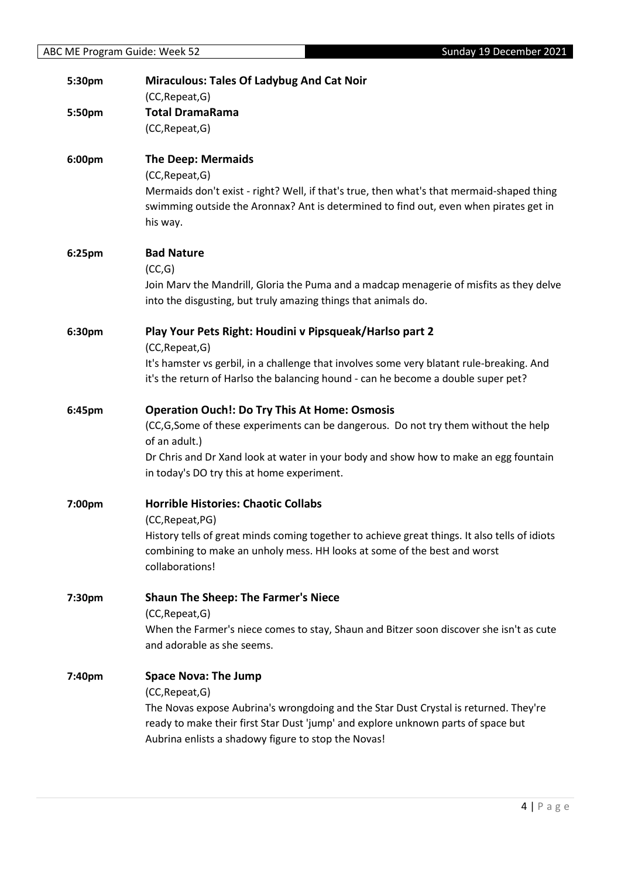**5:30pm** **Miraculous: Tales Of Ladybug And Cat Noir**
(CC,Repeat,G)

**5:50pm** **Total DramaRama**
(CC,Repeat,G)

**6:00pm** **The Deep: Mermaids**
(CC,Repeat,G)
Mermaids don't exist - right? Well, if that's true, then what's that mermaid-shaped thing swimming outside the Aronnax? Ant is determined to find out, even when pirates get in his way.

**6:25pm** **Bad Nature**
(CC,G)
Join Marv the Mandrill, Gloria the Puma and a madcap menagerie of misfits as they delve into the disgusting, but truly amazing things that animals do.

**6:30pm** **Play Your Pets Right: Houdini v Pipsqueak/Harlso part 2**
(CC,Repeat,G)
It's hamster vs gerbil, in a challenge that involves some very blatant rule-breaking. And it's the return of Harlso the balancing hound - can he become a double super pet?

**6:45pm** **Operation Ouch!: Do Try This At Home: Osmosis**
(CC,G,Some of these experiments can be dangerous. Do not try them without the help of an adult.)
Dr Chris and Dr Xand look at water in your body and show how to make an egg fountain in today's DO try this at home experiment.

**7:00pm** **Horrible Histories: Chaotic Collabs**
(CC,Repeat,PG)
History tells of great minds coming together to achieve great things. It also tells of idiots combining to make an unholy mess. HH looks at some of the best and worst collaborations!

**7:30pm** **Shaun The Sheep: The Farmer's Niece**
(CC,Repeat,G)
When the Farmer's niece comes to stay, Shaun and Bitzer soon discover she isn't as cute and adorable as she seems.

**7:40pm** **Space Nova: The Jump**
(CC,Repeat,G)
The Novas expose Aubrina's wrongdoing and the Star Dust Crystal is returned. They're ready to make their first Star Dust 'jump' and explore unknown parts of space but Aubrina enlists a shadowy figure to stop the Novas!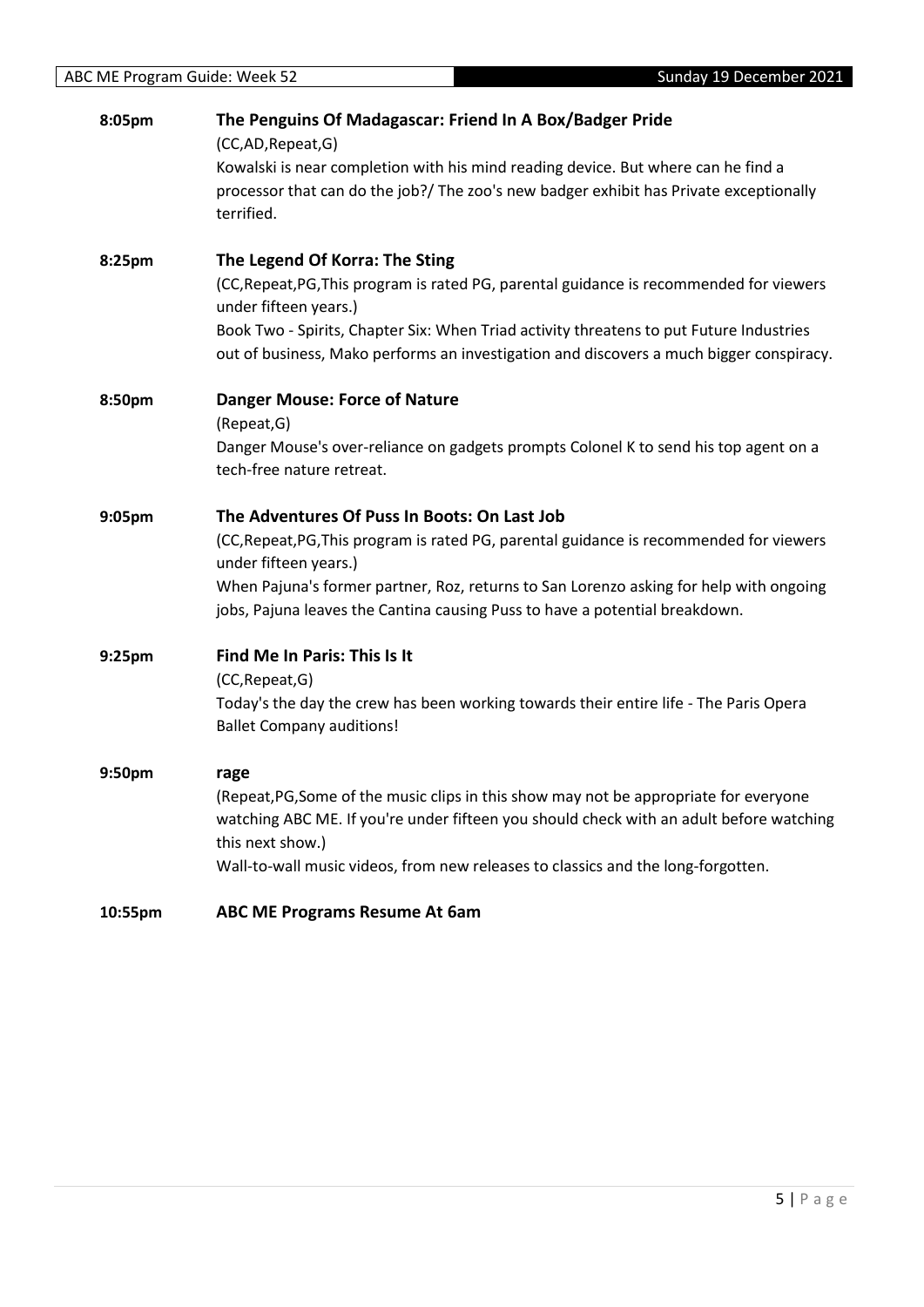**8:05pm** **The Penguins Of Madagascar: Friend In A Box/Badger Pride**

(CC,AD,Repeat,G)

Kowalski is near completion with his mind reading device. But where can he find a processor that can do the job?/ The zoo's new badger exhibit has Private exceptionally terrified.

**8:25pm** **The Legend Of Korra: The Sting**

(CC,Repeat,PG,This program is rated PG, parental guidance is recommended for viewers under fifteen years.)

Book Two - Spirits, Chapter Six: When Triad activity threatens to put Future Industries out of business, Mako performs an investigation and discovers a much bigger conspiracy.

**8:50pm** **Danger Mouse: Force of Nature**

(Repeat,G)

Danger Mouse's over-reliance on gadgets prompts Colonel K to send his top agent on a tech-free nature retreat.

**9:05pm** **The Adventures Of Puss In Boots: On Last Job**

(CC,Repeat,PG,This program is rated PG, parental guidance is recommended for viewers under fifteen years.)

When Pajuna's former partner, Roz, returns to San Lorenzo asking for help with ongoing jobs, Pajuna leaves the Cantina causing Puss to have a potential breakdown.

**9:25pm** **Find Me In Paris: This Is It**

(CC,Repeat,G)

Today's the day the crew has been working towards their entire life - The Paris Opera Ballet Company auditions!

**9:50pm** **rage**

(Repeat,PG,Some of the music clips in this show may not be appropriate for everyone watching ABC ME. If you're under fifteen you should check with an adult before watching this next show.)

Wall-to-wall music videos, from new releases to classics and the long-forgotten.

**10:55pm** **ABC ME Programs Resume At 6am**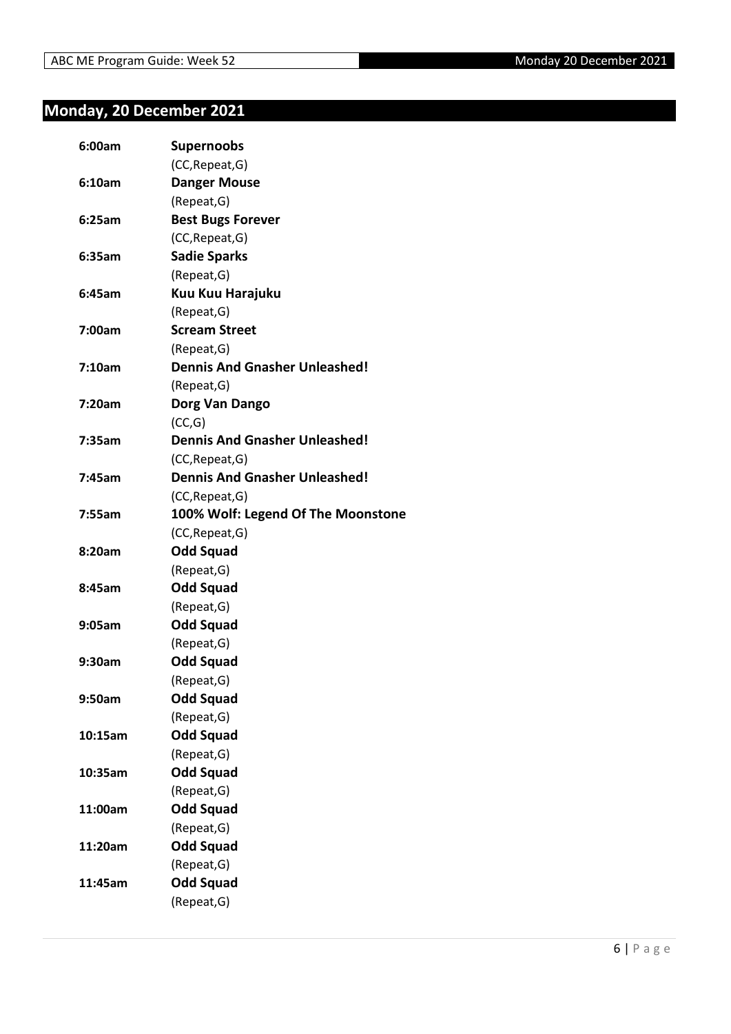## Monday, 20 December 2021

| | |
|---|---|
| **6:00am** | **Supernoobs** |
| | (CC,Repeat,G) |
| **6:10am** | **Danger Mouse** |
| | (Repeat,G) |
| **6:25am** | **Best Bugs Forever** |
| | (CC,Repeat,G) |
| **6:35am** | **Sadie Sparks** |
| | (Repeat,G) |
| **6:45am** | **Kuu Kuu Harajuku** |
| | (Repeat,G) |
| **7:00am** | **Scream Street** |
| | (Repeat,G) |
| **7:10am** | **Dennis And Gnasher Unleashed!** |
| | (Repeat,G) |
| **7:20am** | **Dorg Van Dango** |
| | (CC,G) |
| **7:35am** | **Dennis And Gnasher Unleashed!** |
| | (CC,Repeat,G) |
| **7:45am** | **Dennis And Gnasher Unleashed!** |
| | (CC,Repeat,G) |
| **7:55am** | **100% Wolf: Legend Of The Moonstone** |
| | (CC,Repeat,G) |
| **8:20am** | **Odd Squad** |
| | (Repeat,G) |
| **8:45am** | **Odd Squad** |
| | (Repeat,G) |
| **9:05am** | **Odd Squad** |
| | (Repeat,G) |
| **9:30am** | **Odd Squad** |
| | (Repeat,G) |
| **9:50am** | **Odd Squad** |
| | (Repeat,G) |
| **10:15am** | **Odd Squad** |
| | (Repeat,G) |
| **10:35am** | **Odd Squad** |
| | (Repeat,G) |
| **11:00am** | **Odd Squad** |
| | (Repeat,G) |
| **11:20am** | **Odd Squad** |
| | (Repeat,G) |
| **11:45am** | **Odd Squad** |
| | (Repeat,G) |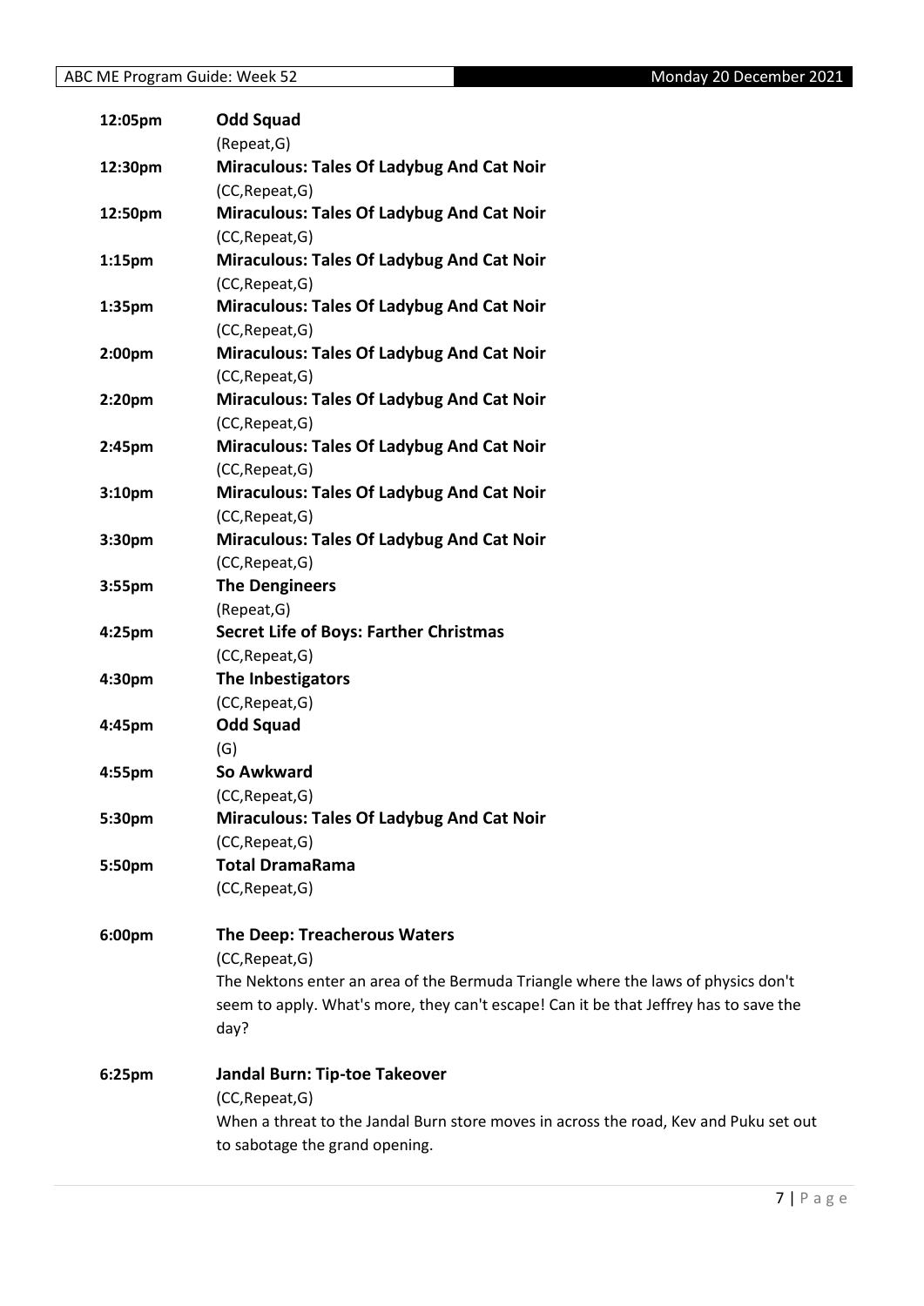**12:05pm** **Odd Squad**
(Repeat,G)

**12:30pm** **Miraculous: Tales Of Ladybug And Cat Noir**
(CC,Repeat,G)

**12:50pm** **Miraculous: Tales Of Ladybug And Cat Noir**
(CC,Repeat,G)

**1:15pm** **Miraculous: Tales Of Ladybug And Cat Noir**
(CC,Repeat,G)

**1:35pm** **Miraculous: Tales Of Ladybug And Cat Noir**
(CC,Repeat,G)

**2:00pm** **Miraculous: Tales Of Ladybug And Cat Noir**
(CC,Repeat,G)

**2:20pm** **Miraculous: Tales Of Ladybug And Cat Noir**
(CC,Repeat,G)

**2:45pm** **Miraculous: Tales Of Ladybug And Cat Noir**
(CC,Repeat,G)

**3:10pm** **Miraculous: Tales Of Ladybug And Cat Noir**
(CC,Repeat,G)

**3:30pm** **Miraculous: Tales Of Ladybug And Cat Noir**
(CC,Repeat,G)

**3:55pm** **The Dengineers**
(Repeat,G)

**4:25pm** **Secret Life of Boys: Farther Christmas**
(CC,Repeat,G)

**4:30pm** **The Inbestigators**
(CC,Repeat,G)

**4:45pm** **Odd Squad**
(G)

**4:55pm** **So Awkward**
(CC,Repeat,G)

**5:30pm** **Miraculous: Tales Of Ladybug And Cat Noir**
(CC,Repeat,G)

**5:50pm** **Total DramaRama**
(CC,Repeat,G)

**6:00pm** **The Deep: Treacherous Waters**
(CC,Repeat,G)
The Nektons enter an area of the Bermuda Triangle where the laws of physics don't seem to apply. What's more, they can't escape! Can it be that Jeffrey has to save the day?

**6:25pm** **Jandal Burn: Tip-toe Takeover**
(CC,Repeat,G)
When a threat to the Jandal Burn store moves in across the road, Kev and Puku set out to sabotage the grand opening.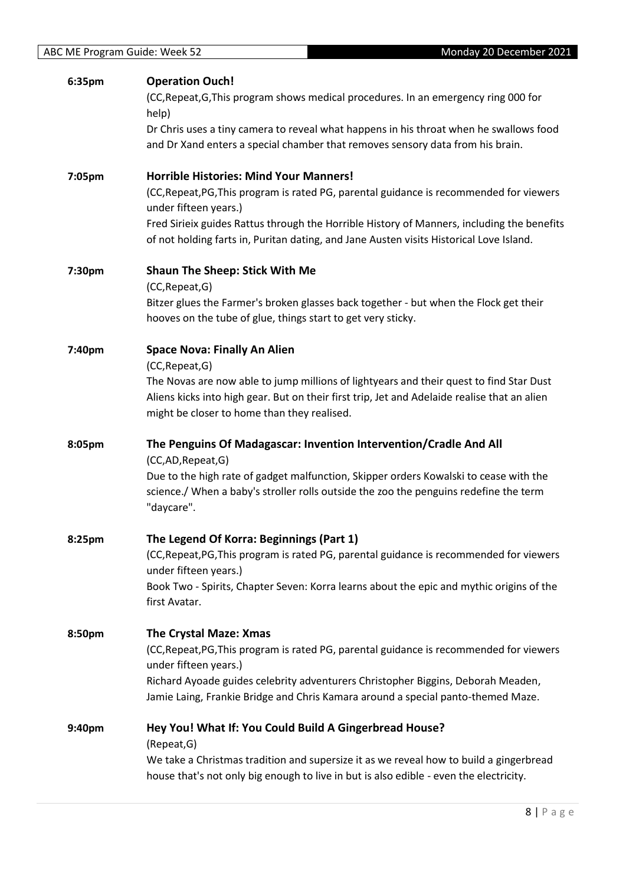**6:35pm** **Operation Ouch!**

(CC,Repeat,G,This program shows medical procedures. In an emergency ring 000 for help)

Dr Chris uses a tiny camera to reveal what happens in his throat when he swallows food and Dr Xand enters a special chamber that removes sensory data from his brain.

**7:05pm** **Horrible Histories: Mind Your Manners!**

(CC,Repeat,PG,This program is rated PG, parental guidance is recommended for viewers under fifteen years.)

Fred Sirieix guides Rattus through the Horrible History of Manners, including the benefits of not holding farts in, Puritan dating, and Jane Austen visits Historical Love Island.

**7:30pm** **Shaun The Sheep: Stick With Me**

(CC,Repeat,G)

Bitzer glues the Farmer's broken glasses back together - but when the Flock get their hooves on the tube of glue, things start to get very sticky.

**7:40pm** **Space Nova: Finally An Alien**

(CC,Repeat,G)

The Novas are now able to jump millions of lightyears and their quest to find Star Dust Aliens kicks into high gear. But on their first trip, Jet and Adelaide realise that an alien might be closer to home than they realised.

**8:05pm** **The Penguins Of Madagascar: Invention Intervention/Cradle And All**

(CC,AD,Repeat,G)

Due to the high rate of gadget malfunction, Skipper orders Kowalski to cease with the science./ When a baby's stroller rolls outside the zoo the penguins redefine the term "daycare".

**8:25pm** **The Legend Of Korra: Beginnings (Part 1)**

(CC,Repeat,PG,This program is rated PG, parental guidance is recommended for viewers under fifteen years.)

Book Two - Spirits, Chapter Seven: Korra learns about the epic and mythic origins of the first Avatar.

**8:50pm** **The Crystal Maze: Xmas**

(CC,Repeat,PG,This program is rated PG, parental guidance is recommended for viewers under fifteen years.)

Richard Ayoade guides celebrity adventurers Christopher Biggins, Deborah Meaden, Jamie Laing, Frankie Bridge and Chris Kamara around a special panto-themed Maze.

**9:40pm** **Hey You! What If: You Could Build A Gingerbread House?**

(Repeat,G)

We take a Christmas tradition and supersize it as we reveal how to build a gingerbread house that's not only big enough to live in but is also edible - even the electricity.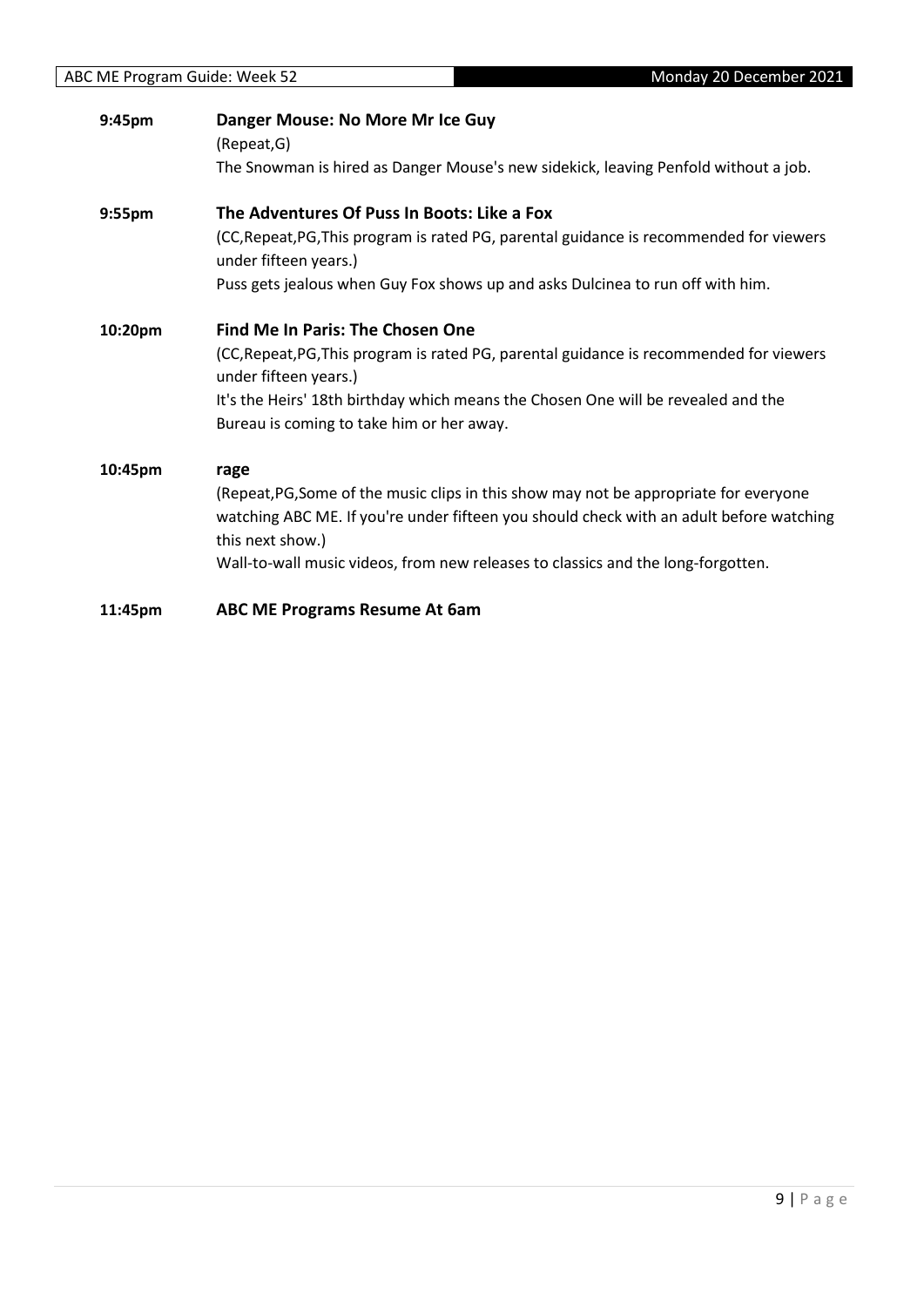**9:45pm** **Danger Mouse: No More Mr Ice Guy**

(Repeat,G)

The Snowman is hired as Danger Mouse's new sidekick, leaving Penfold without a job.

**9:55pm** **The Adventures Of Puss In Boots: Like a Fox**

(CC,Repeat,PG,This program is rated PG, parental guidance is recommended for viewers under fifteen years.)

Puss gets jealous when Guy Fox shows up and asks Dulcinea to run off with him.

**10:20pm** **Find Me In Paris: The Chosen One**

(CC,Repeat,PG,This program is rated PG, parental guidance is recommended for viewers under fifteen years.)

It's the Heirs' 18th birthday which means the Chosen One will be revealed and the Bureau is coming to take him or her away.

**10:45pm** **rage**

(Repeat,PG,Some of the music clips in this show may not be appropriate for everyone watching ABC ME. If you're under fifteen you should check with an adult before watching this next show.)

Wall-to-wall music videos, from new releases to classics and the long-forgotten.

**11:45pm** **ABC ME Programs Resume At 6am**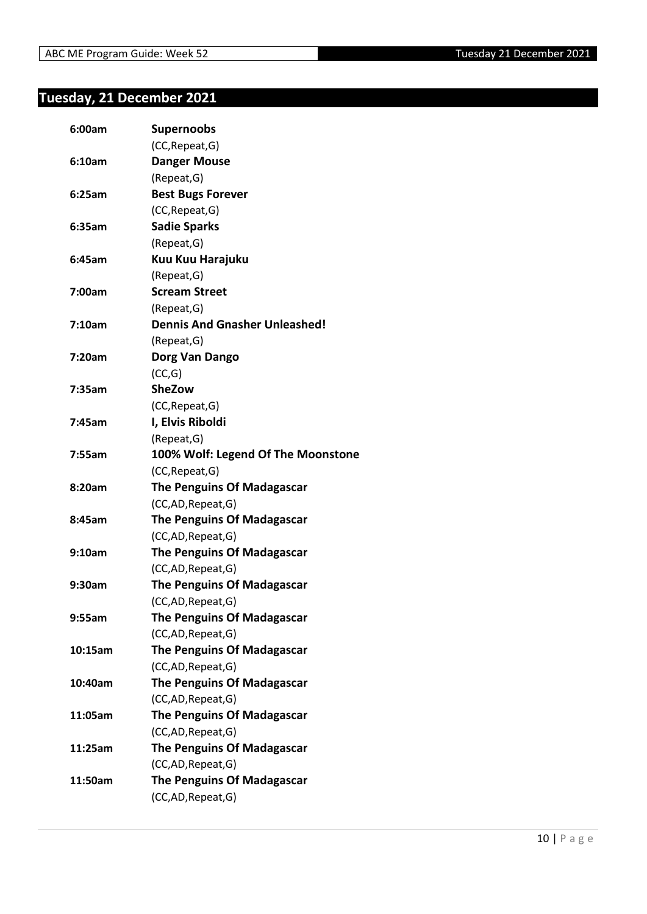## Tuesday, 21 December 2021

| | |
|---|---|
| **6:00am** | **Supernoobs** |
| | (CC,Repeat,G) |
| **6:10am** | **Danger Mouse** |
| | (Repeat,G) |
| **6:25am** | **Best Bugs Forever** |
| | (CC,Repeat,G) |
| **6:35am** | **Sadie Sparks** |
| | (Repeat,G) |
| **6:45am** | **Kuu Kuu Harajuku** |
| | (Repeat,G) |
| **7:00am** | **Scream Street** |
| | (Repeat,G) |
| **7:10am** | **Dennis And Gnasher Unleashed!** |
| | (Repeat,G) |
| **7:20am** | **Dorg Van Dango** |
| | (CC,G) |
| **7:35am** | **SheZow** |
| | (CC,Repeat,G) |
| **7:45am** | **I, Elvis Riboldi** |
| | (Repeat,G) |
| **7:55am** | **100% Wolf: Legend Of The Moonstone** |
| | (CC,Repeat,G) |
| **8:20am** | **The Penguins Of Madagascar** |
| | (CC,AD,Repeat,G) |
| **8:45am** | **The Penguins Of Madagascar** |
| | (CC,AD,Repeat,G) |
| **9:10am** | **The Penguins Of Madagascar** |
| | (CC,AD,Repeat,G) |
| **9:30am** | **The Penguins Of Madagascar** |
| | (CC,AD,Repeat,G) |
| **9:55am** | **The Penguins Of Madagascar** |
| | (CC,AD,Repeat,G) |
| **10:15am** | **The Penguins Of Madagascar** |
| | (CC,AD,Repeat,G) |
| **10:40am** | **The Penguins Of Madagascar** |
| | (CC,AD,Repeat,G) |
| **11:05am** | **The Penguins Of Madagascar** |
| | (CC,AD,Repeat,G) |
| **11:25am** | **The Penguins Of Madagascar** |
| | (CC,AD,Repeat,G) |
| **11:50am** | **The Penguins Of Madagascar** |
| | (CC,AD,Repeat,G) |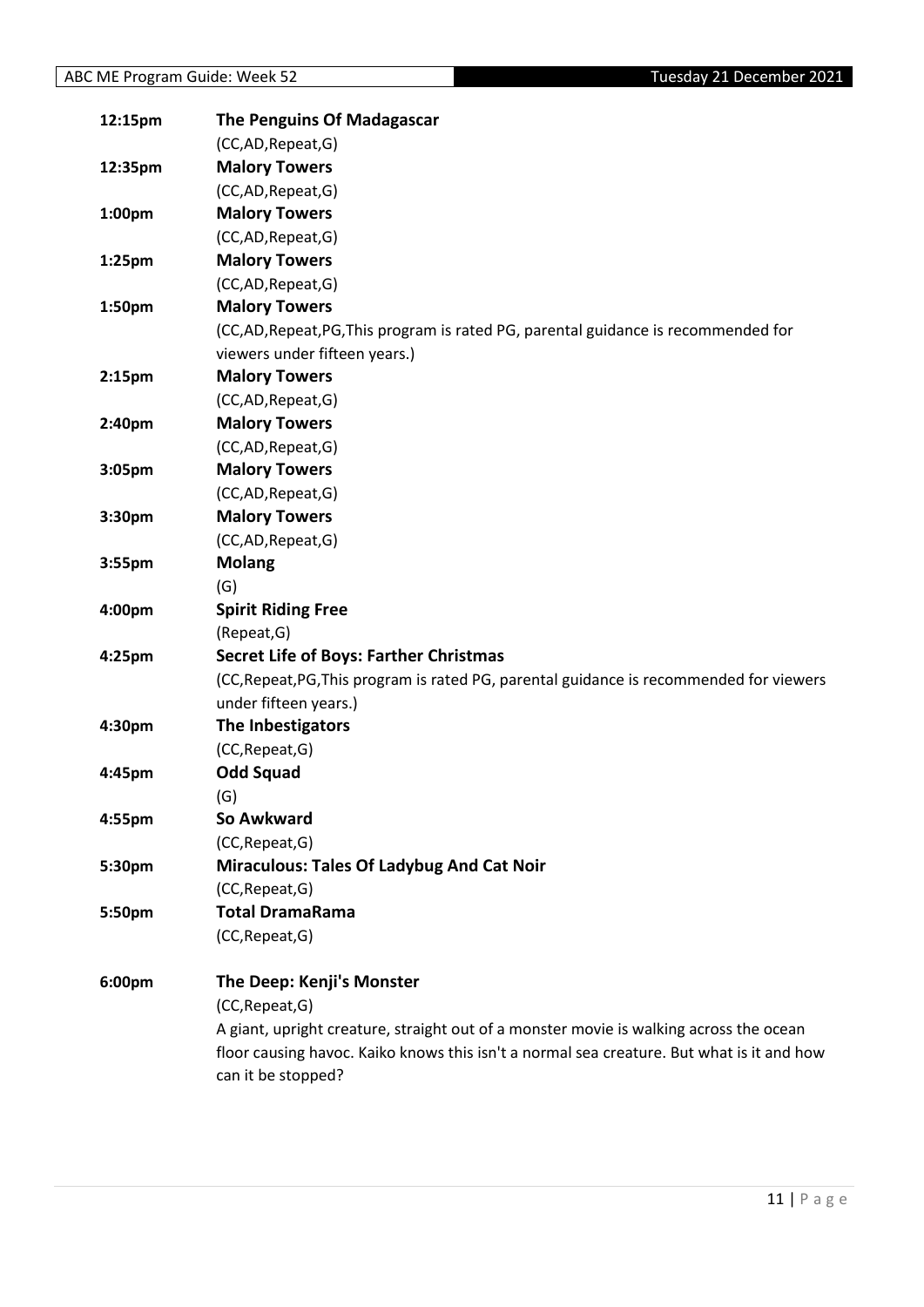| | |
|---|---|
| **12:15pm** | **The Penguins Of Madagascar** |
| | (CC,AD,Repeat,G) |
| **12:35pm** | **Malory Towers** |
| | (CC,AD,Repeat,G) |
| **1:00pm** | **Malory Towers** |
| | (CC,AD,Repeat,G) |
| **1:25pm** | **Malory Towers** |
| | (CC,AD,Repeat,G) |
| **1:50pm** | **Malory Towers** |
| | (CC,AD,Repeat,PG,This program is rated PG, parental guidance is recommended for viewers under fifteen years.) |
| **2:15pm** | **Malory Towers** |
| | (CC,AD,Repeat,G) |
| **2:40pm** | **Malory Towers** |
| | (CC,AD,Repeat,G) |
| **3:05pm** | **Malory Towers** |
| | (CC,AD,Repeat,G) |
| **3:30pm** | **Malory Towers** |
| | (CC,AD,Repeat,G) |
| **3:55pm** | **Molang** |
| | (G) |
| **4:00pm** | **Spirit Riding Free** |
| | (Repeat,G) |
| **4:25pm** | **Secret Life of Boys: Farther Christmas** |
| | (CC,Repeat,PG,This program is rated PG, parental guidance is recommended for viewers under fifteen years.) |
| **4:30pm** | **The Inbestigators** |
| | (CC,Repeat,G) |
| **4:45pm** | **Odd Squad** |
| | (G) |
| **4:55pm** | **So Awkward** |
| | (CC,Repeat,G) |
| **5:30pm** | **Miraculous: Tales Of Ladybug And Cat Noir** |
| | (CC,Repeat,G) |
| **5:50pm** | **Total DramaRama** |
| | (CC,Repeat,G) |
| **6:00pm** | **The Deep: Kenji's Monster** |
| | (CC,Repeat,G) |
| | A giant, upright creature, straight out of a monster movie is walking across the ocean floor causing havoc. Kaiko knows this isn't a normal sea creature. But what is it and how can it be stopped? |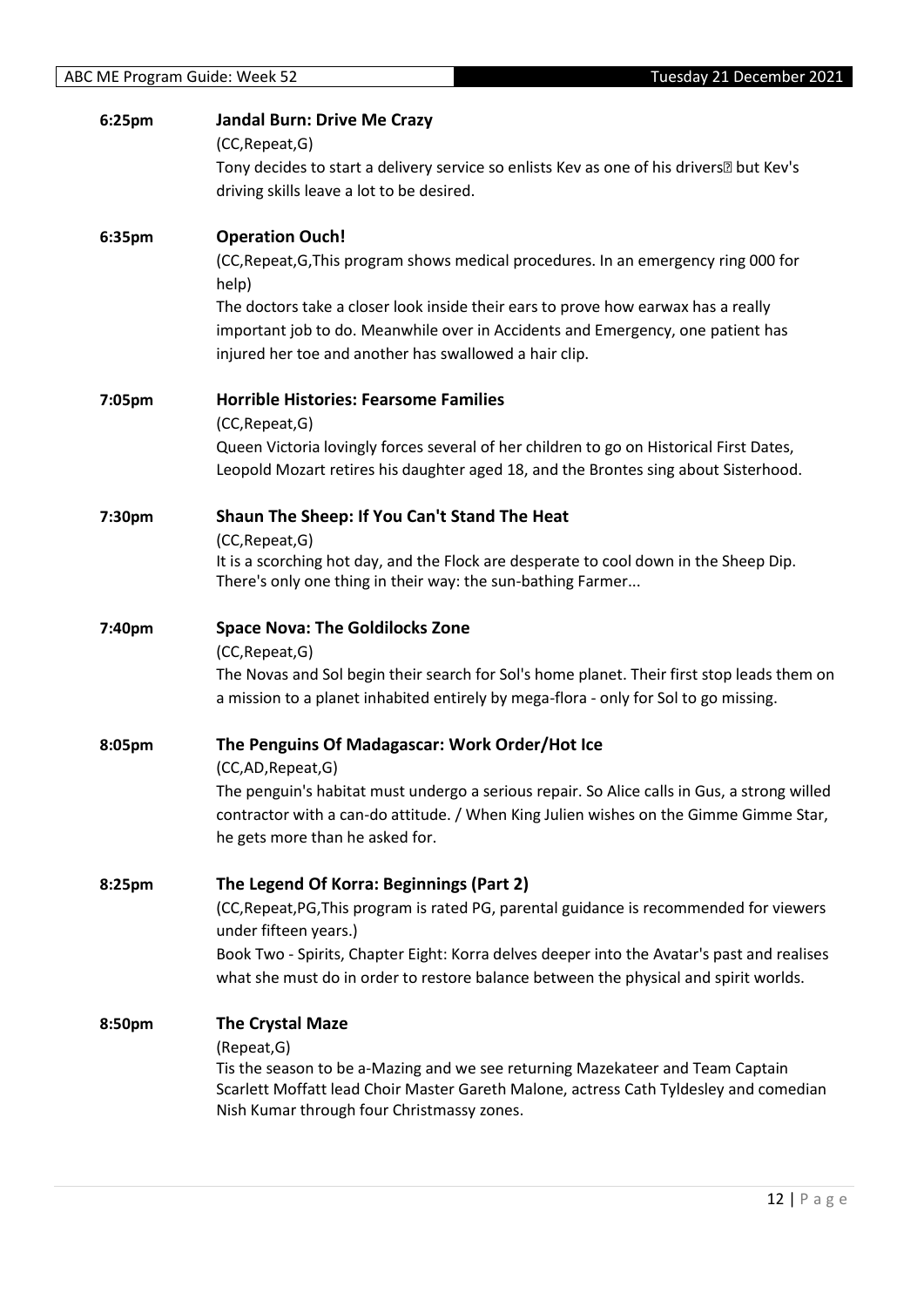**6:25pm** **Jandal Burn: Drive Me Crazy**

(CC,Repeat,G)

Tony decides to start a delivery service so enlists Kev as one of his drivers but Kev's driving skills leave a lot to be desired.

**6:35pm** **Operation Ouch!**

(CC,Repeat,G,This program shows medical procedures. In an emergency ring 000 for help)

The doctors take a closer look inside their ears to prove how earwax has a really important job to do. Meanwhile over in Accidents and Emergency, one patient has injured her toe and another has swallowed a hair clip.

**7:05pm** **Horrible Histories: Fearsome Families**

(CC,Repeat,G)

Queen Victoria lovingly forces several of her children to go on Historical First Dates, Leopold Mozart retires his daughter aged 18, and the Brontes sing about Sisterhood.

**7:30pm** **Shaun The Sheep: If You Can't Stand The Heat**

(CC,Repeat,G)

It is a scorching hot day, and the Flock are desperate to cool down in the Sheep Dip. There's only one thing in their way: the sun-bathing Farmer...

**7:40pm** **Space Nova: The Goldilocks Zone**

(CC,Repeat,G)

The Novas and Sol begin their search for Sol's home planet. Their first stop leads them on a mission to a planet inhabited entirely by mega-flora - only for Sol to go missing.

**8:05pm** **The Penguins Of Madagascar: Work Order/Hot Ice**

(CC,AD,Repeat,G)

The penguin's habitat must undergo a serious repair. So Alice calls in Gus, a strong willed contractor with a can-do attitude. / When King Julien wishes on the Gimme Gimme Star, he gets more than he asked for.

**8:25pm** **The Legend Of Korra: Beginnings (Part 2)**

(CC,Repeat,PG,This program is rated PG, parental guidance is recommended for viewers under fifteen years.)

Book Two - Spirits, Chapter Eight: Korra delves deeper into the Avatar's past and realises what she must do in order to restore balance between the physical and spirit worlds.

**8:50pm** **The Crystal Maze**

(Repeat,G)

Tis the season to be a-Mazing and we see returning Mazekateer and Team Captain Scarlett Moffatt lead Choir Master Gareth Malone, actress Cath Tyldesley and comedian Nish Kumar through four Christmassy zones.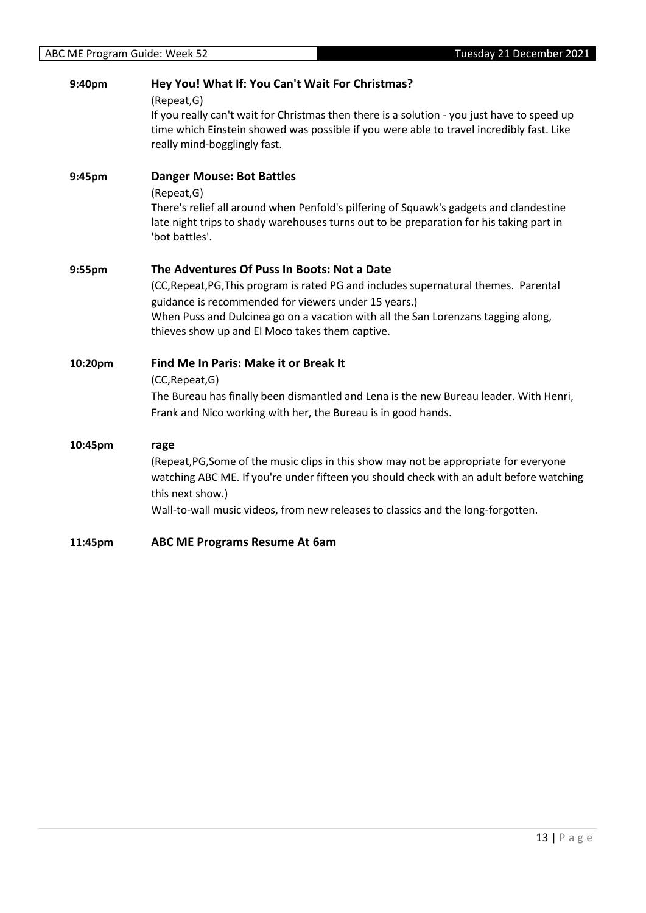**9:40pm** **Hey You! What If: You Can't Wait For Christmas?**

(Repeat,G)

If you really can't wait for Christmas then there is a solution - you just have to speed up time which Einstein showed was possible if you were able to travel incredibly fast. Like really mind-bogglingly fast.

**9:45pm** **Danger Mouse: Bot Battles**

(Repeat,G)

There's relief all around when Penfold's pilfering of Squawk's gadgets and clandestine late night trips to shady warehouses turns out to be preparation for his taking part in 'bot battles'.

**9:55pm** **The Adventures Of Puss In Boots: Not a Date**

(CC,Repeat,PG,This program is rated PG and includes supernatural themes. Parental guidance is recommended for viewers under 15 years.)

When Puss and Dulcinea go on a vacation with all the San Lorenzans tagging along, thieves show up and El Moco takes them captive.

**10:20pm** **Find Me In Paris: Make it or Break It**

(CC,Repeat,G)

The Bureau has finally been dismantled and Lena is the new Bureau leader. With Henri, Frank and Nico working with her, the Bureau is in good hands.

**10:45pm** **rage**

(Repeat,PG,Some of the music clips in this show may not be appropriate for everyone watching ABC ME. If you're under fifteen you should check with an adult before watching this next show.)

Wall-to-wall music videos, from new releases to classics and the long-forgotten.

**11:45pm** **ABC ME Programs Resume At 6am**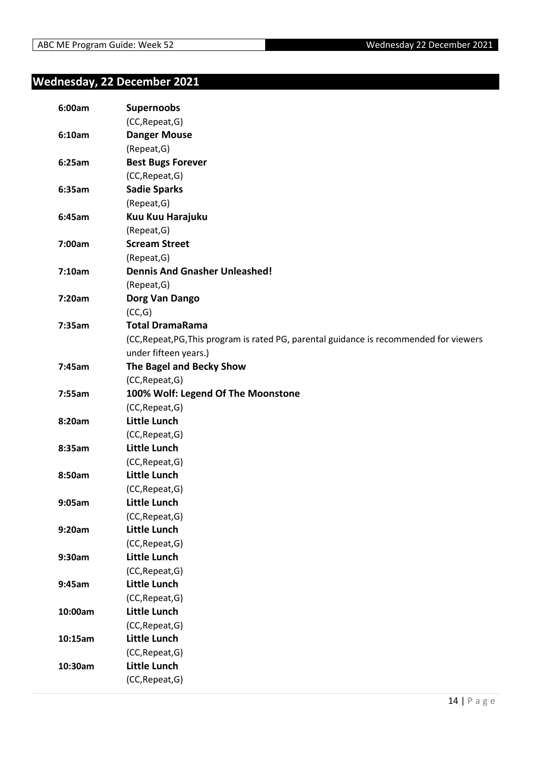## Wednesday, 22 December 2021

| | |
|---|---|
| 6:00am | **Supernoobs** |
| | (CC,Repeat,G) |
| 6:10am | **Danger Mouse** |
| | (Repeat,G) |
| 6:25am | **Best Bugs Forever** |
| | (CC,Repeat,G) |
| 6:35am | **Sadie Sparks** |
| | (Repeat,G) |
| 6:45am | **Kuu Kuu Harajuku** |
| | (Repeat,G) |
| 7:00am | **Scream Street** |
| | (Repeat,G) |
| 7:10am | **Dennis And Gnasher Unleashed!** |
| | (Repeat,G) |
| 7:20am | **Dorg Van Dango** |
| | (CC,G) |
| 7:35am | **Total DramaRama** |
| | (CC,Repeat,PG,This program is rated PG, parental guidance is recommended for viewers under fifteen years.) |
| 7:45am | **The Bagel and Becky Show** |
| | (CC,Repeat,G) |
| 7:55am | **100% Wolf: Legend Of The Moonstone** |
| | (CC,Repeat,G) |
| 8:20am | **Little Lunch** |
| | (CC,Repeat,G) |
| 8:35am | **Little Lunch** |
| | (CC,Repeat,G) |
| 8:50am | **Little Lunch** |
| | (CC,Repeat,G) |
| 9:05am | **Little Lunch** |
| | (CC,Repeat,G) |
| 9:20am | **Little Lunch** |
| | (CC,Repeat,G) |
| 9:30am | **Little Lunch** |
| | (CC,Repeat,G) |
| 9:45am | **Little Lunch** |
| | (CC,Repeat,G) |
| 10:00am | **Little Lunch** |
| | (CC,Repeat,G) |
| 10:15am | **Little Lunch** |
| | (CC,Repeat,G) |
| 10:30am | **Little Lunch** |
| | (CC,Repeat,G) |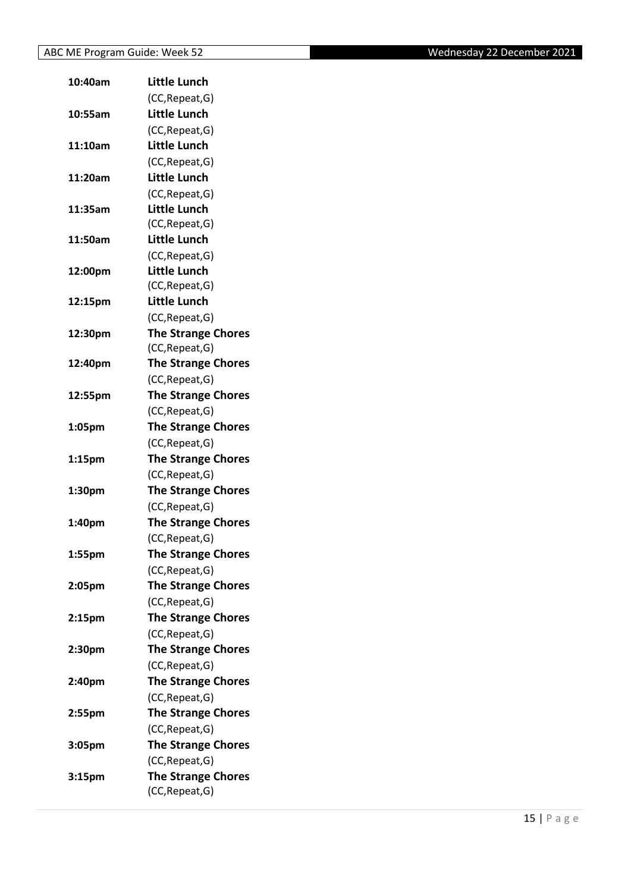**10:40am** **Little Lunch**
(CC,Repeat,G)

**10:55am** **Little Lunch**
(CC,Repeat,G)

**11:10am** **Little Lunch**
(CC,Repeat,G)

**11:20am** **Little Lunch**
(CC,Repeat,G)

**11:35am** **Little Lunch**
(CC,Repeat,G)

**11:50am** **Little Lunch**
(CC,Repeat,G)

**12:00pm** **Little Lunch**
(CC,Repeat,G)

**12:15pm** **Little Lunch**
(CC,Repeat,G)

**12:30pm** **The Strange Chores**
(CC,Repeat,G)

**12:40pm** **The Strange Chores**
(CC,Repeat,G)

**12:55pm** **The Strange Chores**
(CC,Repeat,G)

**1:05pm** **The Strange Chores**
(CC,Repeat,G)

**1:15pm** **The Strange Chores**
(CC,Repeat,G)

**1:30pm** **The Strange Chores**
(CC,Repeat,G)

**1:40pm** **The Strange Chores**
(CC,Repeat,G)

**1:55pm** **The Strange Chores**
(CC,Repeat,G)

**2:05pm** **The Strange Chores**
(CC,Repeat,G)

**2:15pm** **The Strange Chores**
(CC,Repeat,G)

**2:30pm** **The Strange Chores**
(CC,Repeat,G)

**2:40pm** **The Strange Chores**
(CC,Repeat,G)

**2:55pm** **The Strange Chores**
(CC,Repeat,G)

**3:05pm** **The Strange Chores**
(CC,Repeat,G)

**3:15pm** **The Strange Chores**
(CC,Repeat,G)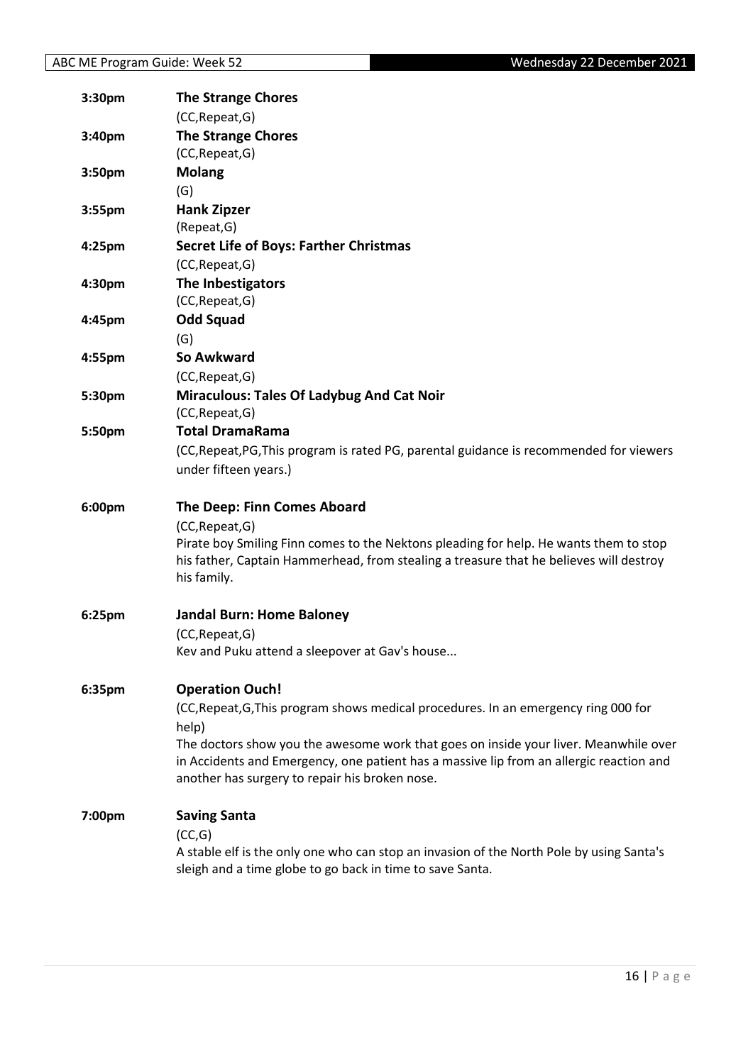| | |
|---|---|
| 3:30pm | **The Strange Chores**<br>(CC,Repeat,G) |
| 3:40pm | **The Strange Chores**<br>(CC,Repeat,G) |
| 3:50pm | **Molang**<br>(G) |
| 3:55pm | **Hank Zipzer**<br>(Repeat,G) |
| 4:25pm | **Secret Life of Boys: Farther Christmas**<br>(CC,Repeat,G) |
| 4:30pm | **The Inbestigators**<br>(CC,Repeat,G) |
| 4:45pm | **Odd Squad**<br>(G) |
| 4:55pm | **So Awkward**<br>(CC,Repeat,G) |
| 5:30pm | **Miraculous: Tales Of Ladybug And Cat Noir**<br>(CC,Repeat,G) |
| 5:50pm | **Total DramaRama**<br>(CC,Repeat,PG,This program is rated PG, parental guidance is recommended for viewers under fifteen years.) |
| 6:00pm | **The Deep: Finn Comes Aboard**<br>(CC,Repeat,G)<br>Pirate boy Smiling Finn comes to the Nektons pleading for help. He wants them to stop his father, Captain Hammerhead, from stealing a treasure that he believes will destroy his family. |
| 6:25pm | **Jandal Burn: Home Baloney**<br>(CC,Repeat,G)<br>Kev and Puku attend a sleepover at Gav's house... |
| 6:35pm | **Operation Ouch!**<br>(CC,Repeat,G,This program shows medical procedures. In an emergency ring 000 for help)<br>The doctors show you the awesome work that goes on inside your liver. Meanwhile over in Accidents and Emergency, one patient has a massive lip from an allergic reaction and another has surgery to repair his broken nose. |
| 7:00pm | **Saving Santa**<br>(CC,G)<br>A stable elf is the only one who can stop an invasion of the North Pole by using Santa's sleigh and a time globe to go back in time to save Santa. |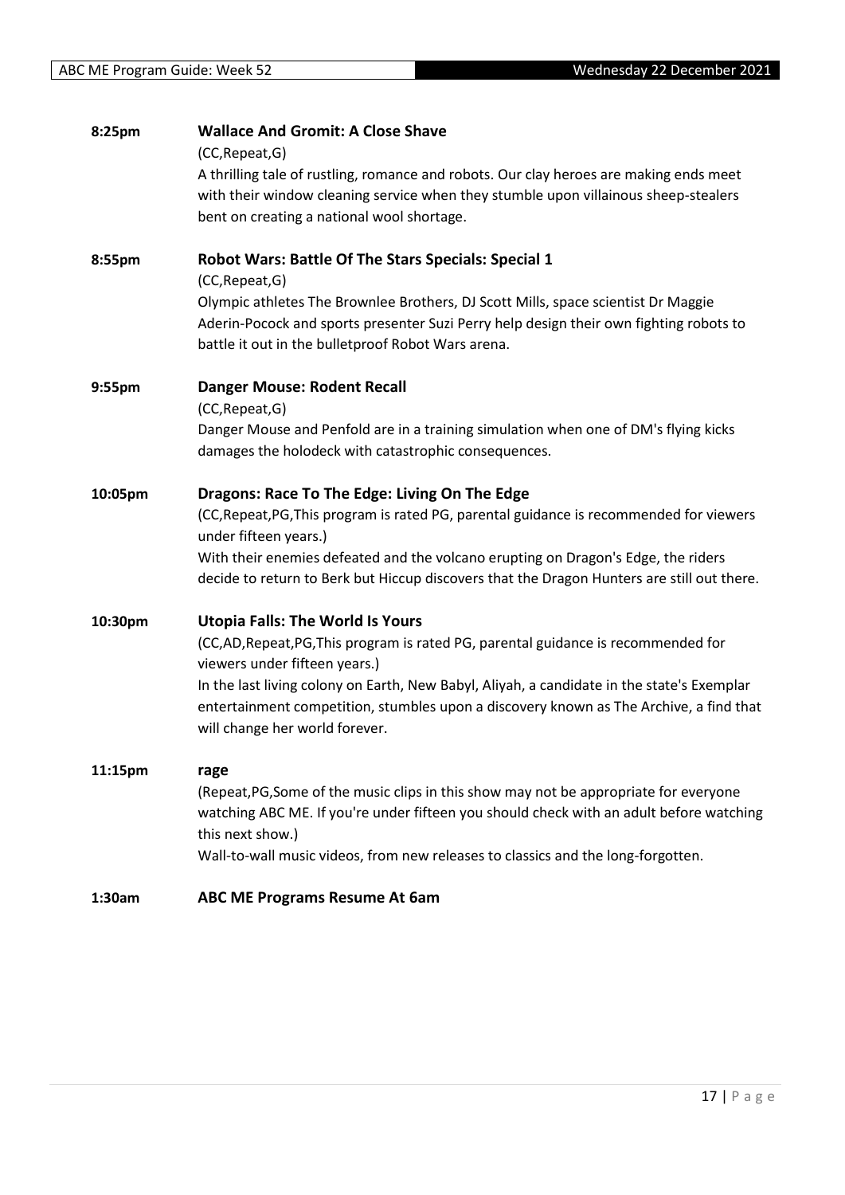**8:25pm** **Wallace And Gromit: A Close Shave**

(CC,Repeat,G)

A thrilling tale of rustling, romance and robots. Our clay heroes are making ends meet with their window cleaning service when they stumble upon villainous sheep-stealers bent on creating a national wool shortage.

**8:55pm** **Robot Wars: Battle Of The Stars Specials: Special 1**

(CC,Repeat,G)

Olympic athletes The Brownlee Brothers, DJ Scott Mills, space scientist Dr Maggie Aderin-Pocock and sports presenter Suzi Perry help design their own fighting robots to battle it out in the bulletproof Robot Wars arena.

**9:55pm** **Danger Mouse: Rodent Recall**

(CC,Repeat,G)

Danger Mouse and Penfold are in a training simulation when one of DM's flying kicks damages the holodeck with catastrophic consequences.

**10:05pm** **Dragons: Race To The Edge: Living On The Edge**

(CC,Repeat,PG,This program is rated PG, parental guidance is recommended for viewers under fifteen years.)

With their enemies defeated and the volcano erupting on Dragon's Edge, the riders decide to return to Berk but Hiccup discovers that the Dragon Hunters are still out there.

**10:30pm** **Utopia Falls: The World Is Yours**

(CC,AD,Repeat,PG,This program is rated PG, parental guidance is recommended for viewers under fifteen years.)

In the last living colony on Earth, New Babyl, Aliyah, a candidate in the state's Exemplar entertainment competition, stumbles upon a discovery known as The Archive, a find that will change her world forever.

**11:15pm** **rage**

(Repeat,PG,Some of the music clips in this show may not be appropriate for everyone watching ABC ME. If you're under fifteen you should check with an adult before watching this next show.)

Wall-to-wall music videos, from new releases to classics and the long-forgotten.

**1:30am** **ABC ME Programs Resume At 6am**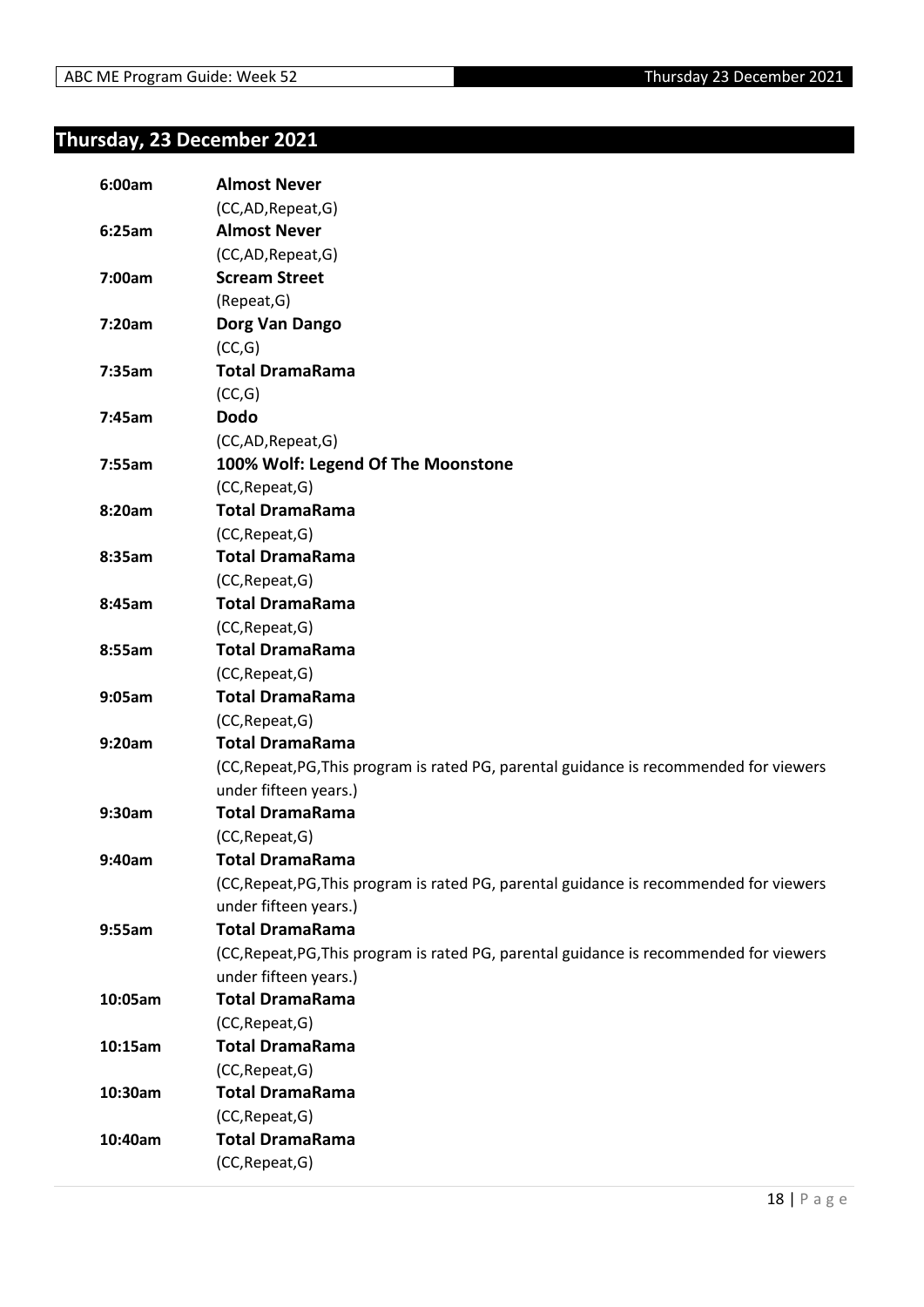## Thursday, 23 December 2021

| | |
|---|---|
| **6:00am** | **Almost Never** |
| | (CC,AD,Repeat,G) |
| **6:25am** | **Almost Never** |
| | (CC,AD,Repeat,G) |
| **7:00am** | **Scream Street** |
| | (Repeat,G) |
| **7:20am** | **Dorg Van Dango** |
| | (CC,G) |
| **7:35am** | **Total DramaRama** |
| | (CC,G) |
| **7:45am** | **Dodo** |
| | (CC,AD,Repeat,G) |
| **7:55am** | **100% Wolf: Legend Of The Moonstone** |
| | (CC,Repeat,G) |
| **8:20am** | **Total DramaRama** |
| | (CC,Repeat,G) |
| **8:35am** | **Total DramaRama** |
| | (CC,Repeat,G) |
| **8:45am** | **Total DramaRama** |
| | (CC,Repeat,G) |
| **8:55am** | **Total DramaRama** |
| | (CC,Repeat,G) |
| **9:05am** | **Total DramaRama** |
| | (CC,Repeat,G) |
| **9:20am** | **Total DramaRama** |
| | (CC,Repeat,PG,This program is rated PG, parental guidance is recommended for viewers under fifteen years.) |
| **9:30am** | **Total DramaRama** |
| | (CC,Repeat,G) |
| **9:40am** | **Total DramaRama** |
| | (CC,Repeat,PG,This program is rated PG, parental guidance is recommended for viewers under fifteen years.) |
| **9:55am** | **Total DramaRama** |
| | (CC,Repeat,PG,This program is rated PG, parental guidance is recommended for viewers under fifteen years.) |
| **10:05am** | **Total DramaRama** |
| | (CC,Repeat,G) |
| **10:15am** | **Total DramaRama** |
| | (CC,Repeat,G) |
| **10:30am** | **Total DramaRama** |
| | (CC,Repeat,G) |
| **10:40am** | **Total DramaRama** |
| | (CC,Repeat,G) |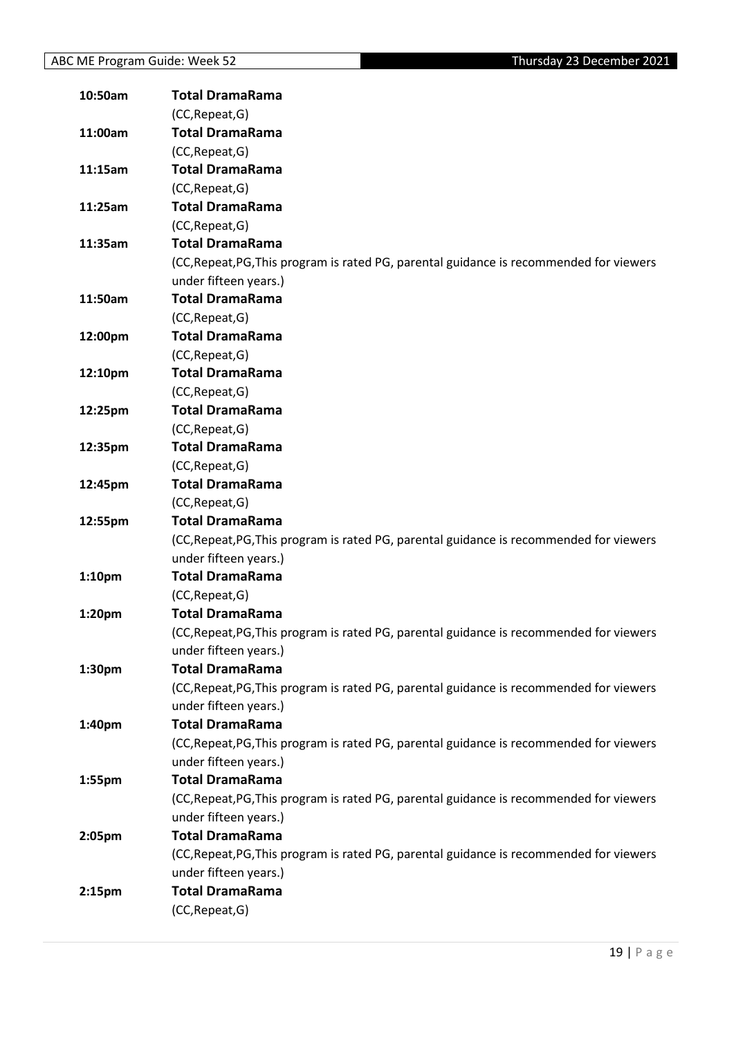**10:50am** **Total DramaRama**
(CC,Repeat,G)

**11:00am** **Total DramaRama**
(CC,Repeat,G)

**11:15am** **Total DramaRama**
(CC,Repeat,G)

**11:25am** **Total DramaRama**
(CC,Repeat,G)

**11:35am** **Total DramaRama**
(CC,Repeat,PG,This program is rated PG, parental guidance is recommended for viewers under fifteen years.)

**11:50am** **Total DramaRama**
(CC,Repeat,G)

**12:00pm** **Total DramaRama**
(CC,Repeat,G)

**12:10pm** **Total DramaRama**
(CC,Repeat,G)

**12:25pm** **Total DramaRama**
(CC,Repeat,G)

**12:35pm** **Total DramaRama**
(CC,Repeat,G)

**12:45pm** **Total DramaRama**
(CC,Repeat,G)

**12:55pm** **Total DramaRama**
(CC,Repeat,PG,This program is rated PG, parental guidance is recommended for viewers under fifteen years.)

**1:10pm** **Total DramaRama**
(CC,Repeat,G)

**1:20pm** **Total DramaRama**
(CC,Repeat,PG,This program is rated PG, parental guidance is recommended for viewers under fifteen years.)

**1:30pm** **Total DramaRama**
(CC,Repeat,PG,This program is rated PG, parental guidance is recommended for viewers under fifteen years.)

**1:40pm** **Total DramaRama**
(CC,Repeat,PG,This program is rated PG, parental guidance is recommended for viewers under fifteen years.)

**1:55pm** **Total DramaRama**
(CC,Repeat,PG,This program is rated PG, parental guidance is recommended for viewers under fifteen years.)

**2:05pm** **Total DramaRama**
(CC,Repeat,PG,This program is rated PG, parental guidance is recommended for viewers under fifteen years.)

**2:15pm** **Total DramaRama**
(CC,Repeat,G)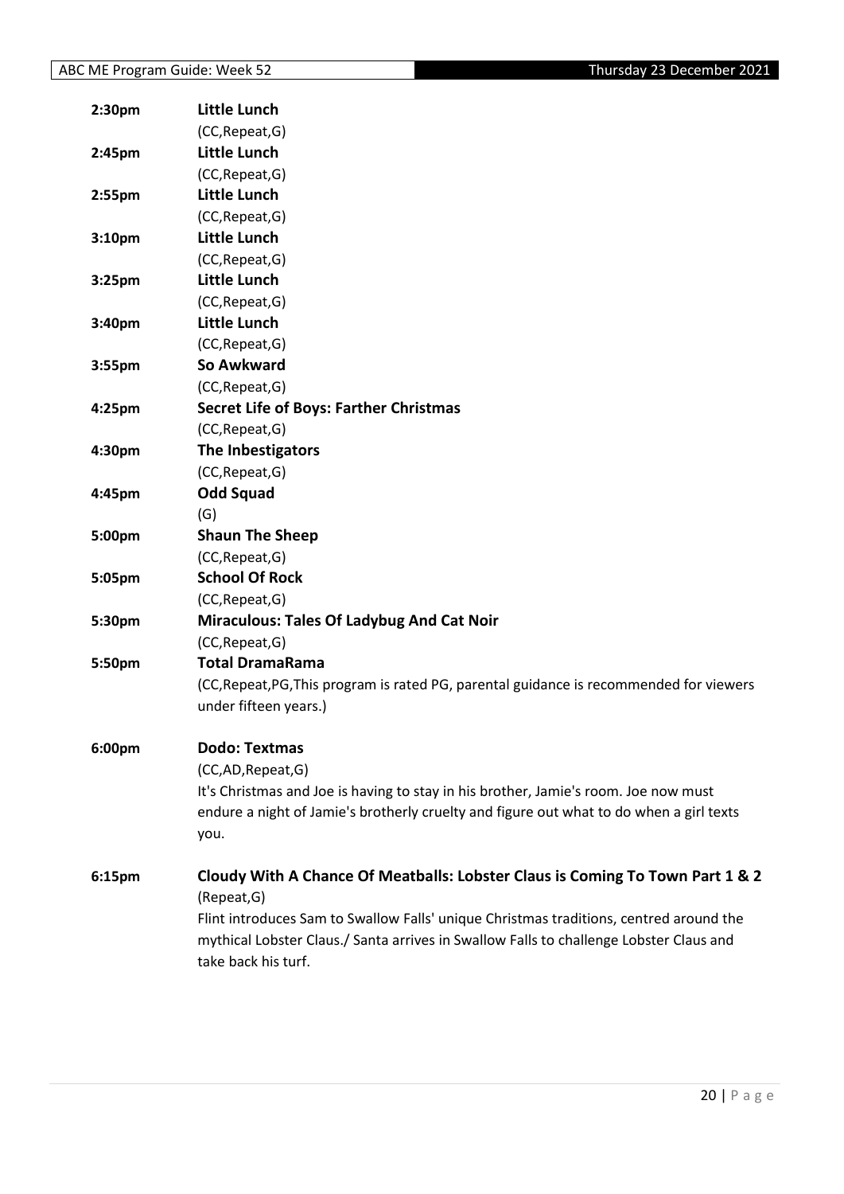| | |
|---|---|
| **2:30pm** | **Little Lunch** |
| | (CC,Repeat,G) |
| **2:45pm** | **Little Lunch** |
| | (CC,Repeat,G) |
| **2:55pm** | **Little Lunch** |
| | (CC,Repeat,G) |
| **3:10pm** | **Little Lunch** |
| | (CC,Repeat,G) |
| **3:25pm** | **Little Lunch** |
| | (CC,Repeat,G) |
| **3:40pm** | **Little Lunch** |
| | (CC,Repeat,G) |
| **3:55pm** | **So Awkward** |
| | (CC,Repeat,G) |
| **4:25pm** | **Secret Life of Boys: Farther Christmas** |
| | (CC,Repeat,G) |
| **4:30pm** | **The Inbestigators** |
| | (CC,Repeat,G) |
| **4:45pm** | **Odd Squad** |
| | (G) |
| **5:00pm** | **Shaun The Sheep** |
| | (CC,Repeat,G) |
| **5:05pm** | **School Of Rock** |
| | (CC,Repeat,G) |
| **5:30pm** | **Miraculous: Tales Of Ladybug And Cat Noir** |
| | (CC,Repeat,G) |
| **5:50pm** | **Total DramaRama** |
| | (CC,Repeat,PG,This program is rated PG, parental guidance is recommended for viewers under fifteen years.) |

**6:00pm** **Dodo: Textmas**

(CC,AD,Repeat,G)

It's Christmas and Joe is having to stay in his brother, Jamie's room. Joe now must endure a night of Jamie's brotherly cruelty and figure out what to do when a girl texts you.

**6:15pm** **Cloudy With A Chance Of Meatballs: Lobster Claus is Coming To Town Part 1 & 2**

(Repeat,G)

Flint introduces Sam to Swallow Falls' unique Christmas traditions, centred around the mythical Lobster Claus./ Santa arrives in Swallow Falls to challenge Lobster Claus and take back his turf.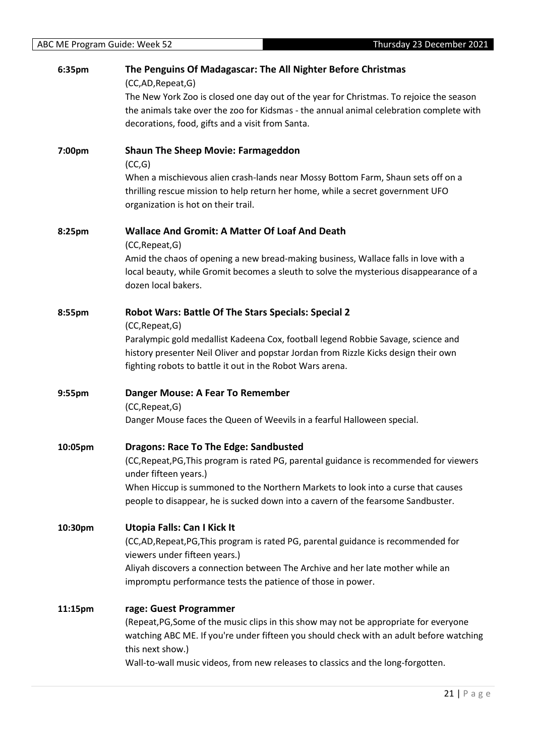**6:35pm** **The Penguins Of Madagascar: The All Nighter Before Christmas**

(CC,AD,Repeat,G)

The New York Zoo is closed one day out of the year for Christmas. To rejoice the season the animals take over the zoo for Kidsmas - the annual animal celebration complete with decorations, food, gifts and a visit from Santa.

**7:00pm** **Shaun The Sheep Movie: Farmageddon**

(CC,G)

When a mischievous alien crash-lands near Mossy Bottom Farm, Shaun sets off on a thrilling rescue mission to help return her home, while a secret government UFO organization is hot on their trail.

**8:25pm** **Wallace And Gromit: A Matter Of Loaf And Death**

(CC,Repeat,G)

Amid the chaos of opening a new bread-making business, Wallace falls in love with a local beauty, while Gromit becomes a sleuth to solve the mysterious disappearance of a dozen local bakers.

**8:55pm** **Robot Wars: Battle Of The Stars Specials: Special 2**

(CC,Repeat,G)

Paralympic gold medallist Kadeena Cox, football legend Robbie Savage, science and history presenter Neil Oliver and popstar Jordan from Rizzle Kicks design their own fighting robots to battle it out in the Robot Wars arena.

**9:55pm** **Danger Mouse: A Fear To Remember**

(CC,Repeat,G)

Danger Mouse faces the Queen of Weevils in a fearful Halloween special.

**10:05pm** **Dragons: Race To The Edge: Sandbusted**

(CC,Repeat,PG,This program is rated PG, parental guidance is recommended for viewers under fifteen years.)

When Hiccup is summoned to the Northern Markets to look into a curse that causes people to disappear, he is sucked down into a cavern of the fearsome Sandbuster.

**10:30pm** **Utopia Falls: Can I Kick It**

(CC,AD,Repeat,PG,This program is rated PG, parental guidance is recommended for viewers under fifteen years.)

Aliyah discovers a connection between The Archive and her late mother while an impromptu performance tests the patience of those in power.

**11:15pm** **rage: Guest Programmer**

(Repeat,PG,Some of the music clips in this show may not be appropriate for everyone watching ABC ME. If you're under fifteen you should check with an adult before watching this next show.)

Wall-to-wall music videos, from new releases to classics and the long-forgotten.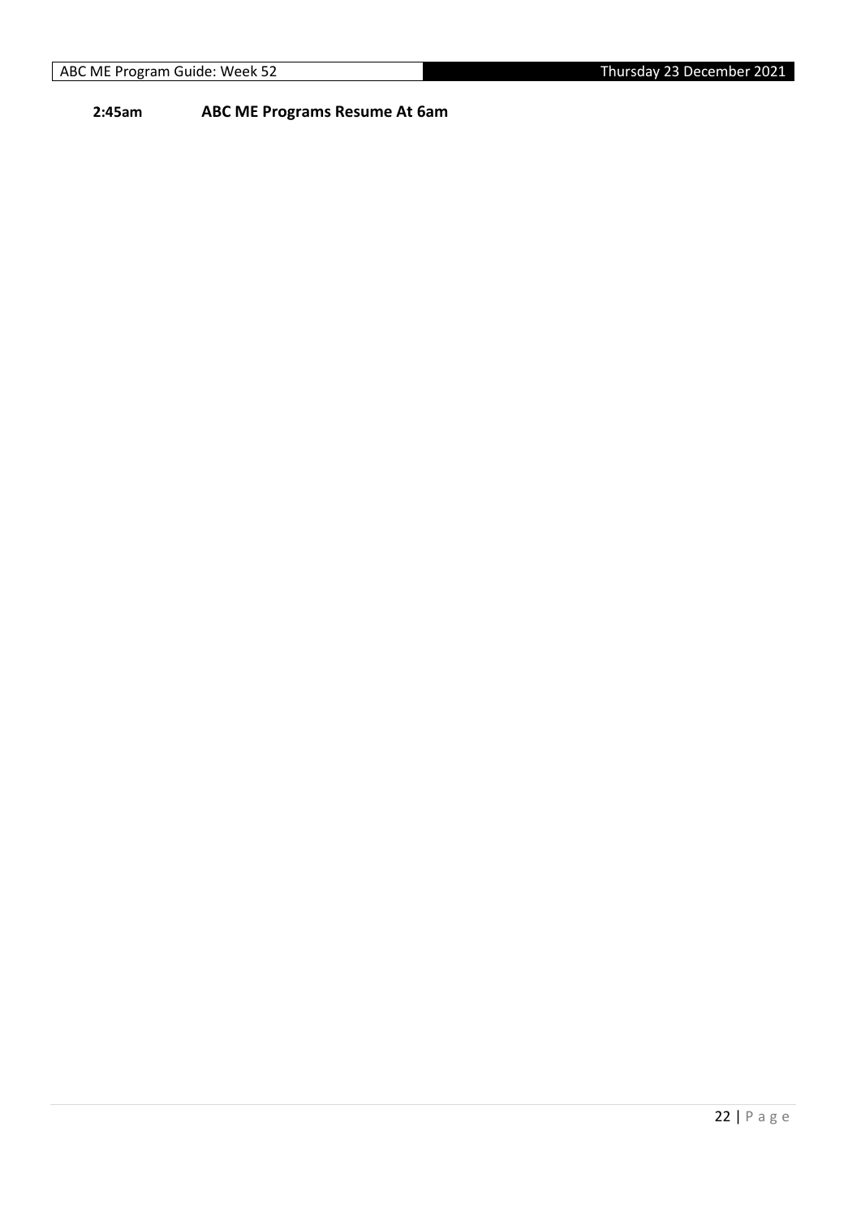**2:45am** **ABC ME Programs Resume At 6am**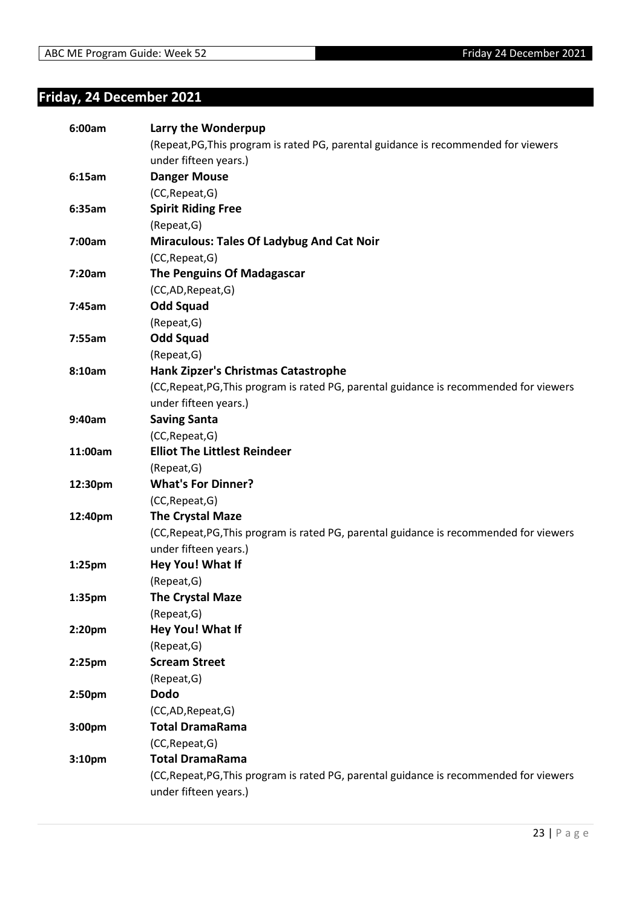## Friday, 24 December 2021

**6:00am** **Larry the Wonderpup**
(Repeat,PG,This program is rated PG, parental guidance is recommended for viewers under fifteen years.)

**6:15am** **Danger Mouse**
(CC,Repeat,G)

**6:35am** **Spirit Riding Free**
(Repeat,G)

**7:00am** **Miraculous: Tales Of Ladybug And Cat Noir**
(CC,Repeat,G)

**7:20am** **The Penguins Of Madagascar**
(CC,AD,Repeat,G)

**7:45am** **Odd Squad**
(Repeat,G)

**7:55am** **Odd Squad**
(Repeat,G)

**8:10am** **Hank Zipzer's Christmas Catastrophe**
(CC,Repeat,PG,This program is rated PG, parental guidance is recommended for viewers under fifteen years.)

**9:40am** **Saving Santa**
(CC,Repeat,G)

**11:00am** **Elliot The Littlest Reindeer**
(Repeat,G)

**12:30pm** **What's For Dinner?**
(CC,Repeat,G)

**12:40pm** **The Crystal Maze**
(CC,Repeat,PG,This program is rated PG, parental guidance is recommended for viewers under fifteen years.)

**1:25pm** **Hey You! What If**
(Repeat,G)

**1:35pm** **The Crystal Maze**
(Repeat,G)

**2:20pm** **Hey You! What If**
(Repeat,G)

**2:25pm** **Scream Street**
(Repeat,G)

**2:50pm** **Dodo**
(CC,AD,Repeat,G)

**3:00pm** **Total DramaRama**
(CC,Repeat,G)

**3:10pm** **Total DramaRama**
(CC,Repeat,PG,This program is rated PG, parental guidance is recommended for viewers under fifteen years.)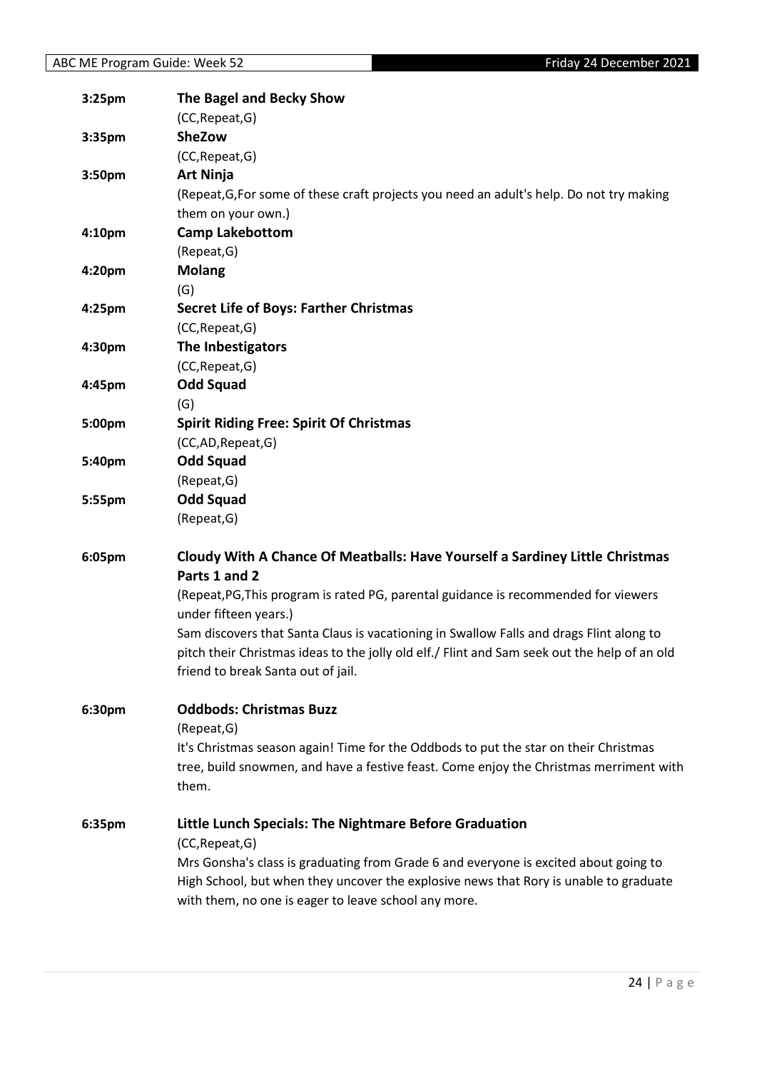| | |
|---|---|
| 3:25pm | **The Bagel and Becky Show** |
| | (CC,Repeat,G) |
| 3:35pm | **SheZow** |
| | (CC,Repeat,G) |
| 3:50pm | **Art Ninja** |
| | (Repeat,G,For some of these craft projects you need an adult's help. Do not try making them on your own.) |
| 4:10pm | **Camp Lakebottom** |
| | (Repeat,G) |
| 4:20pm | **Molang** |
| | (G) |
| 4:25pm | **Secret Life of Boys: Farther Christmas** |
| | (CC,Repeat,G) |
| 4:30pm | **The Inbestigators** |
| | (CC,Repeat,G) |
| 4:45pm | **Odd Squad** |
| | (G) |
| 5:00pm | **Spirit Riding Free: Spirit Of Christmas** |
| | (CC,AD,Repeat,G) |
| 5:40pm | **Odd Squad** |
| | (Repeat,G) |
| 5:55pm | **Odd Squad** |
| | (Repeat,G) |

**6:05pm** **Cloudy With A Chance Of Meatballs: Have Yourself a Sardiney Little Christmas Parts 1 and 2**

(Repeat,PG,This program is rated PG, parental guidance is recommended for viewers under fifteen years.)

Sam discovers that Santa Claus is vacationing in Swallow Falls and drags Flint along to pitch their Christmas ideas to the jolly old elf./ Flint and Sam seek out the help of an old friend to break Santa out of jail.

**6:30pm** **Oddbods: Christmas Buzz**

(Repeat,G)

It's Christmas season again! Time for the Oddbods to put the star on their Christmas tree, build snowmen, and have a festive feast. Come enjoy the Christmas merriment with them.

**6:35pm** **Little Lunch Specials: The Nightmare Before Graduation**

(CC,Repeat,G)

Mrs Gonsha's class is graduating from Grade 6 and everyone is excited about going to High School, but when they uncover the explosive news that Rory is unable to graduate with them, no one is eager to leave school any more.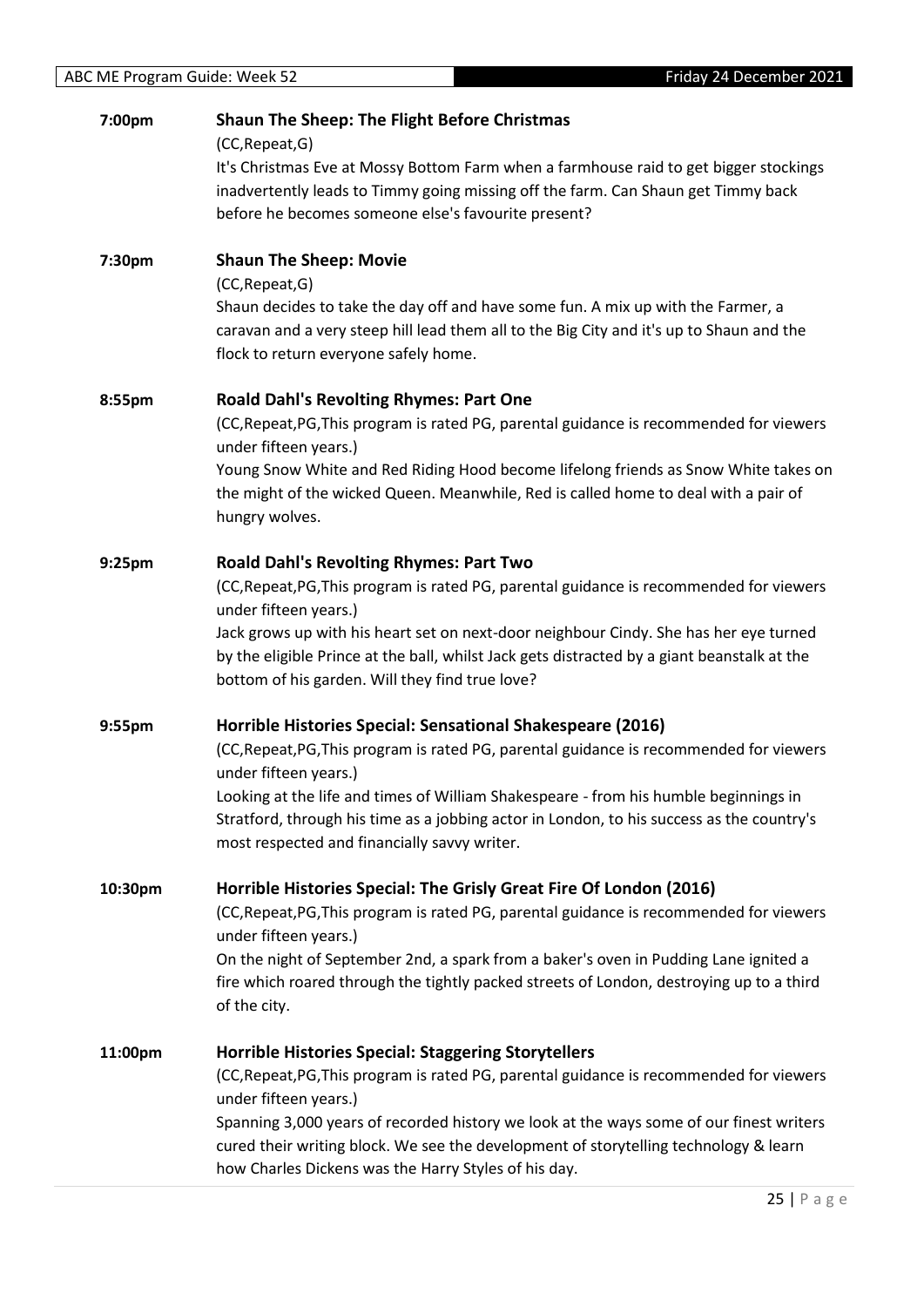**7:00pm** **Shaun The Sheep: The Flight Before Christmas**

(CC,Repeat,G)

It's Christmas Eve at Mossy Bottom Farm when a farmhouse raid to get bigger stockings inadvertently leads to Timmy going missing off the farm. Can Shaun get Timmy back before he becomes someone else's favourite present?

**7:30pm** **Shaun The Sheep: Movie**

(CC,Repeat,G)

Shaun decides to take the day off and have some fun. A mix up with the Farmer, a caravan and a very steep hill lead them all to the Big City and it's up to Shaun and the flock to return everyone safely home.

**8:55pm** **Roald Dahl's Revolting Rhymes: Part One**

(CC,Repeat,PG,This program is rated PG, parental guidance is recommended for viewers under fifteen years.)

Young Snow White and Red Riding Hood become lifelong friends as Snow White takes on the might of the wicked Queen. Meanwhile, Red is called home to deal with a pair of hungry wolves.

**9:25pm** **Roald Dahl's Revolting Rhymes: Part Two**

(CC,Repeat,PG,This program is rated PG, parental guidance is recommended for viewers under fifteen years.)

Jack grows up with his heart set on next-door neighbour Cindy. She has her eye turned by the eligible Prince at the ball, whilst Jack gets distracted by a giant beanstalk at the bottom of his garden. Will they find true love?

**9:55pm** **Horrible Histories Special: Sensational Shakespeare (2016)**

(CC,Repeat,PG,This program is rated PG, parental guidance is recommended for viewers under fifteen years.)

Looking at the life and times of William Shakespeare - from his humble beginnings in Stratford, through his time as a jobbing actor in London, to his success as the country's most respected and financially savvy writer.

**10:30pm** **Horrible Histories Special: The Grisly Great Fire Of London (2016)**

(CC,Repeat,PG,This program is rated PG, parental guidance is recommended for viewers under fifteen years.)

On the night of September 2nd, a spark from a baker's oven in Pudding Lane ignited a fire which roared through the tightly packed streets of London, destroying up to a third of the city.

**11:00pm** **Horrible Histories Special: Staggering Storytellers**

(CC,Repeat,PG,This program is rated PG, parental guidance is recommended for viewers under fifteen years.)

Spanning 3,000 years of recorded history we look at the ways some of our finest writers cured their writing block. We see the development of storytelling technology & learn how Charles Dickens was the Harry Styles of his day.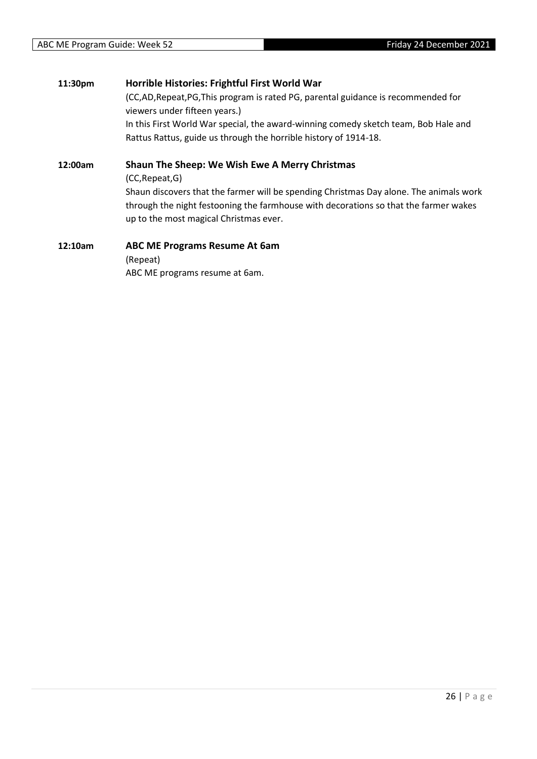**11:30pm** **Horrible Histories: Frightful First World War**

(CC,AD,Repeat,PG,This program is rated PG, parental guidance is recommended for viewers under fifteen years.)

In this First World War special, the award-winning comedy sketch team, Bob Hale and Rattus Rattus, guide us through the horrible history of 1914-18.

**12:00am** **Shaun The Sheep: We Wish Ewe A Merry Christmas**

(CC,Repeat,G)

Shaun discovers that the farmer will be spending Christmas Day alone. The animals work through the night festooning the farmhouse with decorations so that the farmer wakes up to the most magical Christmas ever.

**12:10am** **ABC ME Programs Resume At 6am**

(Repeat)

ABC ME programs resume at 6am.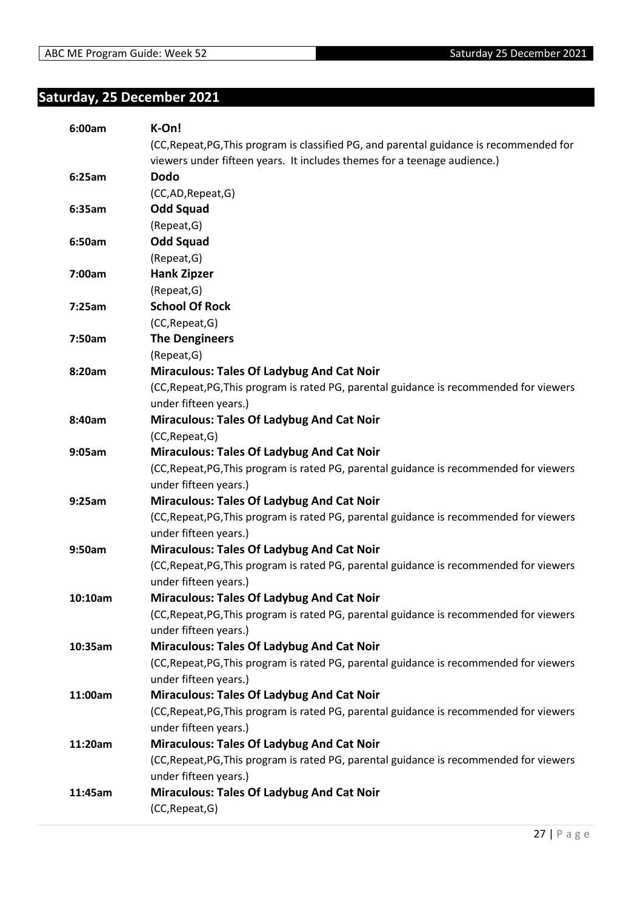## Saturday, 25 December 2021

| | |
|---|---|
| 6:00am | **K-On!** |
| | (CC,Repeat,PG,This program is classified PG, and parental guidance is recommended for viewers under fifteen years. It includes themes for a teenage audience.) |
| 6:25am | **Dodo** |
| | (CC,AD,Repeat,G) |
| 6:35am | **Odd Squad** |
| | (Repeat,G) |
| 6:50am | **Odd Squad** |
| | (Repeat,G) |
| 7:00am | **Hank Zipzer** |
| | (Repeat,G) |
| 7:25am | **School Of Rock** |
| | (CC,Repeat,G) |
| 7:50am | **The Dengineers** |
| | (Repeat,G) |
| 8:20am | **Miraculous: Tales Of Ladybug And Cat Noir** |
| | (CC,Repeat,PG,This program is rated PG, parental guidance is recommended for viewers under fifteen years.) |
| 8:40am | **Miraculous: Tales Of Ladybug And Cat Noir** |
| | (CC,Repeat,G) |
| 9:05am | **Miraculous: Tales Of Ladybug And Cat Noir** |
| | (CC,Repeat,PG,This program is rated PG, parental guidance is recommended for viewers under fifteen years.) |
| 9:25am | **Miraculous: Tales Of Ladybug And Cat Noir** |
| | (CC,Repeat,PG,This program is rated PG, parental guidance is recommended for viewers under fifteen years.) |
| 9:50am | **Miraculous: Tales Of Ladybug And Cat Noir** |
| | (CC,Repeat,PG,This program is rated PG, parental guidance is recommended for viewers under fifteen years.) |
| 10:10am | **Miraculous: Tales Of Ladybug And Cat Noir** |
| | (CC,Repeat,PG,This program is rated PG, parental guidance is recommended for viewers under fifteen years.) |
| 10:35am | **Miraculous: Tales Of Ladybug And Cat Noir** |
| | (CC,Repeat,PG,This program is rated PG, parental guidance is recommended for viewers under fifteen years.) |
| 11:00am | **Miraculous: Tales Of Ladybug And Cat Noir** |
| | (CC,Repeat,PG,This program is rated PG, parental guidance is recommended for viewers under fifteen years.) |
| 11:20am | **Miraculous: Tales Of Ladybug And Cat Noir** |
| | (CC,Repeat,PG,This program is rated PG, parental guidance is recommended for viewers under fifteen years.) |
| 11:45am | **Miraculous: Tales Of Ladybug And Cat Noir** |
| | (CC,Repeat,G) |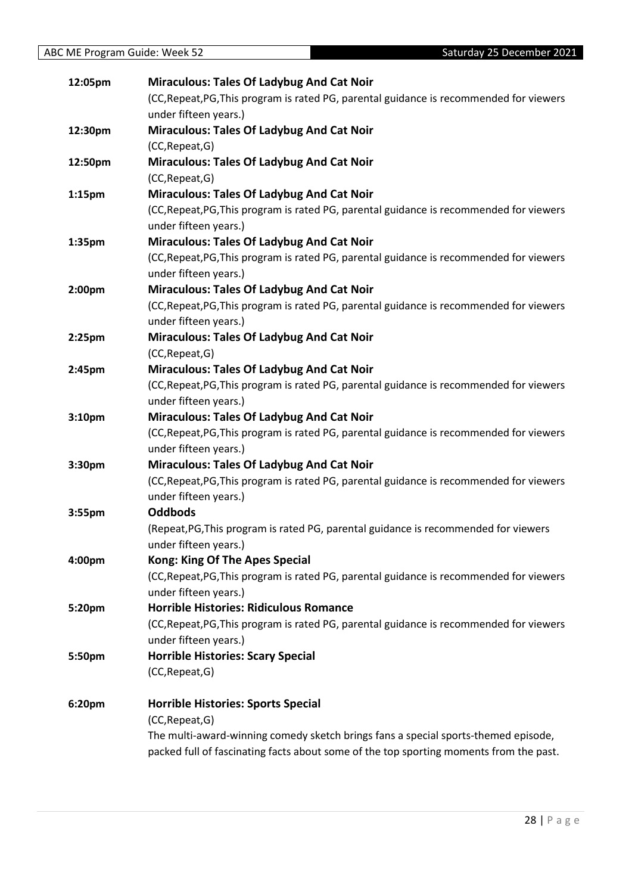| | |
|---|---|
| **12:05pm** | **Miraculous: Tales Of Ladybug And Cat Noir**<br>(CC,Repeat,PG,This program is rated PG, parental guidance is recommended for viewers under fifteen years.) |
| **12:30pm** | **Miraculous: Tales Of Ladybug And Cat Noir**<br>(CC,Repeat,G) |
| **12:50pm** | **Miraculous: Tales Of Ladybug And Cat Noir**<br>(CC,Repeat,G) |
| **1:15pm** | **Miraculous: Tales Of Ladybug And Cat Noir**<br>(CC,Repeat,PG,This program is rated PG, parental guidance is recommended for viewers under fifteen years.) |
| **1:35pm** | **Miraculous: Tales Of Ladybug And Cat Noir**<br>(CC,Repeat,PG,This program is rated PG, parental guidance is recommended for viewers under fifteen years.) |
| **2:00pm** | **Miraculous: Tales Of Ladybug And Cat Noir**<br>(CC,Repeat,PG,This program is rated PG, parental guidance is recommended for viewers under fifteen years.) |
| **2:25pm** | **Miraculous: Tales Of Ladybug And Cat Noir**<br>(CC,Repeat,G) |
| **2:45pm** | **Miraculous: Tales Of Ladybug And Cat Noir**<br>(CC,Repeat,PG,This program is rated PG, parental guidance is recommended for viewers under fifteen years.) |
| **3:10pm** | **Miraculous: Tales Of Ladybug And Cat Noir**<br>(CC,Repeat,PG,This program is rated PG, parental guidance is recommended for viewers under fifteen years.) |
| **3:30pm** | **Miraculous: Tales Of Ladybug And Cat Noir**<br>(CC,Repeat,PG,This program is rated PG, parental guidance is recommended for viewers under fifteen years.) |
| **3:55pm** | **Oddbods**<br>(Repeat,PG,This program is rated PG, parental guidance is recommended for viewers under fifteen years.) |
| **4:00pm** | **Kong: King Of The Apes Special**<br>(CC,Repeat,PG,This program is rated PG, parental guidance is recommended for viewers under fifteen years.) |
| **5:20pm** | **Horrible Histories: Ridiculous Romance**<br>(CC,Repeat,PG,This program is rated PG, parental guidance is recommended for viewers under fifteen years.) |
| **5:50pm** | **Horrible Histories: Scary Special**<br>(CC,Repeat,G) |
| **6:20pm** | **Horrible Histories: Sports Special**<br>(CC,Repeat,G)<br>The multi-award-winning comedy sketch brings fans a special sports-themed episode, packed full of fascinating facts about some of the top sporting moments from the past. |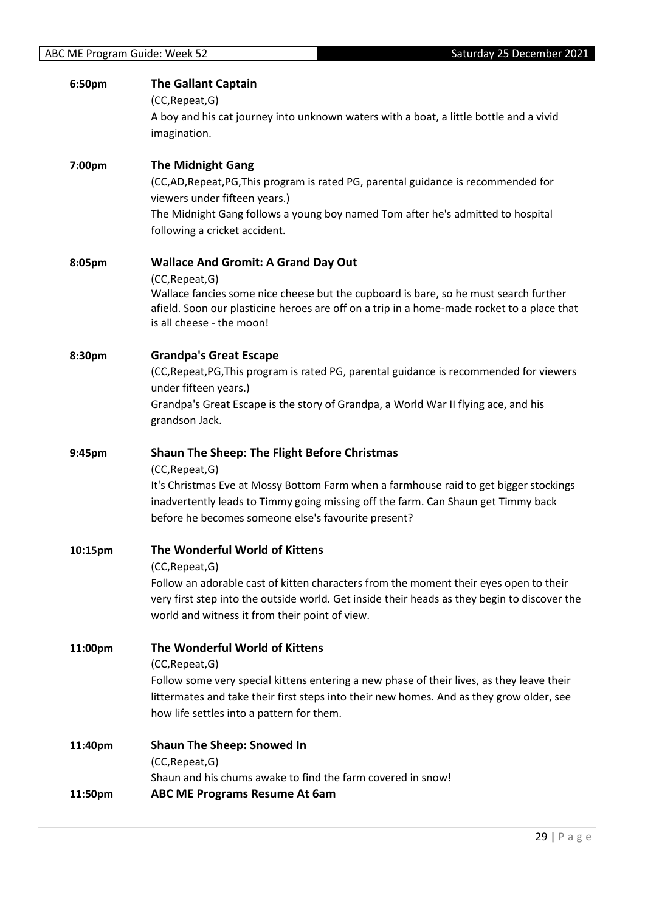**6:50pm** **The Gallant Captain**

(CC,Repeat,G)

A boy and his cat journey into unknown waters with a boat, a little bottle and a vivid imagination.

**7:00pm** **The Midnight Gang**

(CC,AD,Repeat,PG,This program is rated PG, parental guidance is recommended for viewers under fifteen years.)

The Midnight Gang follows a young boy named Tom after he's admitted to hospital following a cricket accident.

**8:05pm** **Wallace And Gromit: A Grand Day Out**

(CC,Repeat,G)

Wallace fancies some nice cheese but the cupboard is bare, so he must search further afield. Soon our plasticine heroes are off on a trip in a home-made rocket to a place that is all cheese - the moon!

**8:30pm** **Grandpa's Great Escape**

(CC,Repeat,PG,This program is rated PG, parental guidance is recommended for viewers under fifteen years.)

Grandpa's Great Escape is the story of Grandpa, a World War II flying ace, and his grandson Jack.

**9:45pm** **Shaun The Sheep: The Flight Before Christmas**

(CC,Repeat,G)

It's Christmas Eve at Mossy Bottom Farm when a farmhouse raid to get bigger stockings inadvertently leads to Timmy going missing off the farm. Can Shaun get Timmy back before he becomes someone else's favourite present?

**10:15pm** **The Wonderful World of Kittens**

(CC,Repeat,G)

Follow an adorable cast of kitten characters from the moment their eyes open to their very first step into the outside world. Get inside their heads as they begin to discover the world and witness it from their point of view.

**11:00pm** **The Wonderful World of Kittens**

(CC,Repeat,G)

Follow some very special kittens entering a new phase of their lives, as they leave their littermates and take their first steps into their new homes. And as they grow older, see how life settles into a pattern for them.

**11:40pm** **Shaun The Sheep: Snowed In**

(CC,Repeat,G)

Shaun and his chums awake to find the farm covered in snow!

**11:50pm** **ABC ME Programs Resume At 6am**